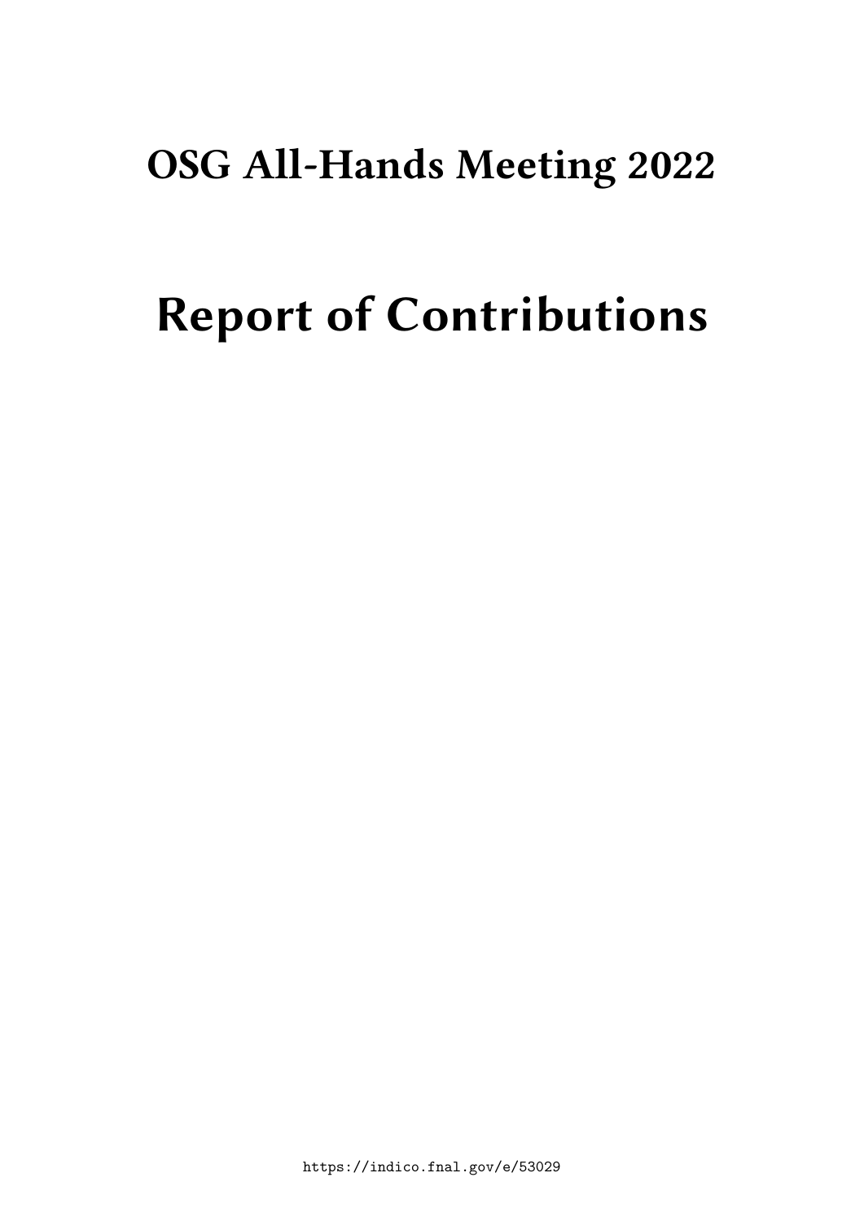# OSG All-Hands Meeting 2022

# Report of Contributions

https://indico.fnal.gov/e/53029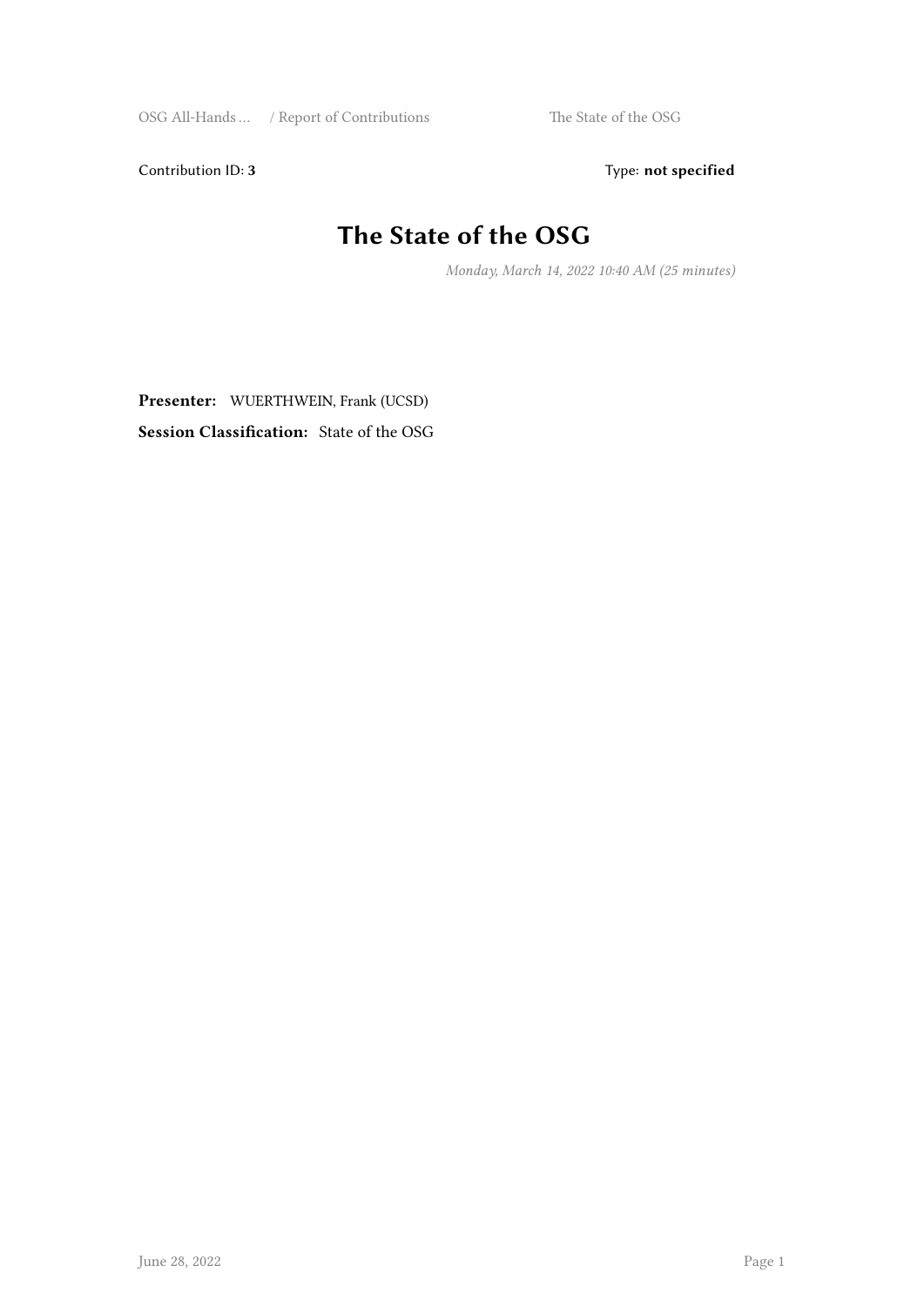Contribution ID: **3** Type: **not specified**

# The State of the OSG

*Monday, March 14, 2022 10:40 AM (25 minutes)*

**Presenter:** WUERTHWEIN, Frank (UCSD)

**Session Classification:** State of the OSG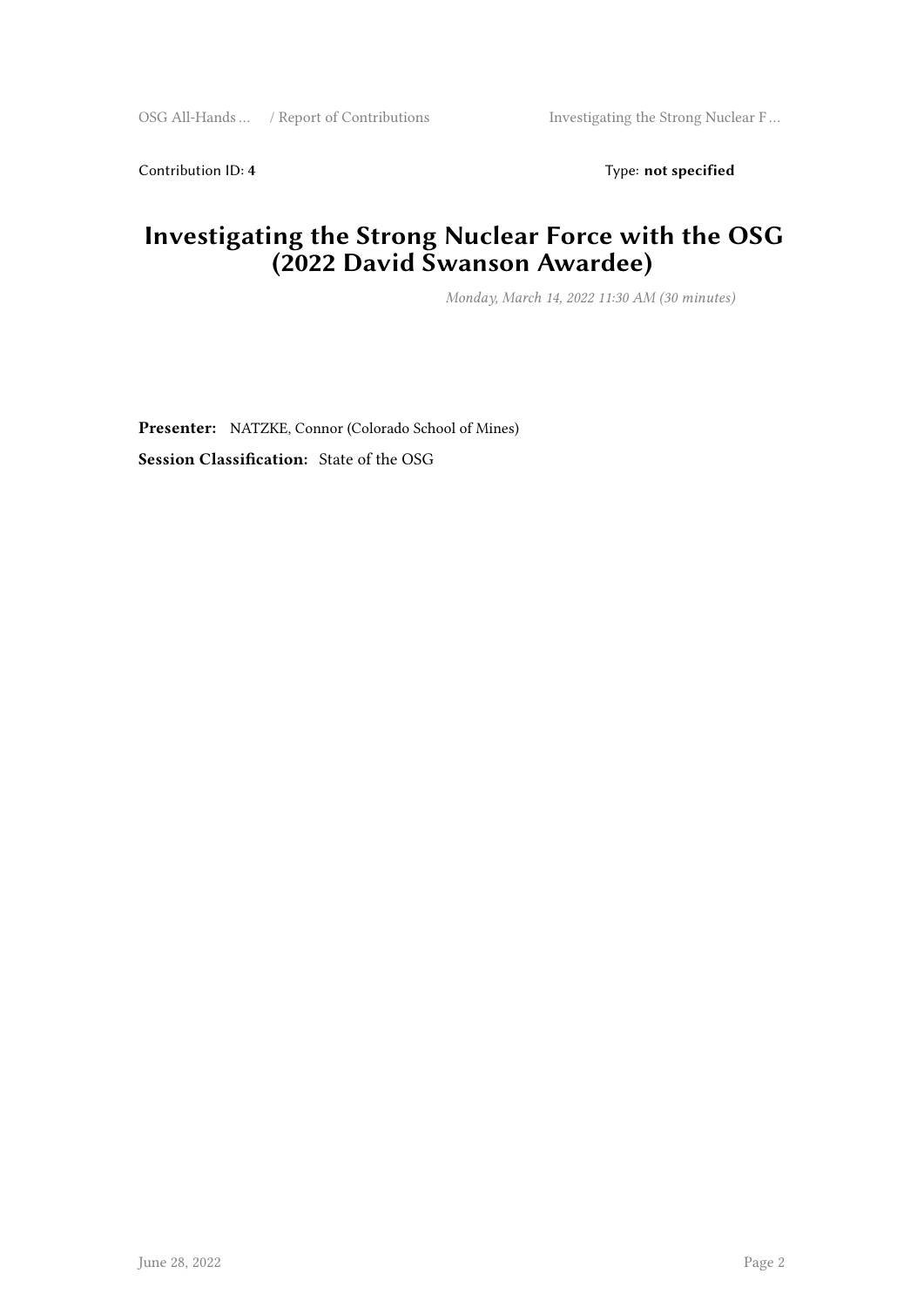Contribution ID: **4** Type: **not specified**

# Investigating the Strong Nuclear Force with the OSG (2022 David Swanson Awardee)

*Monday, March 14, 2022 11:30 AM (30 minutes)*

**Presenter:** NATZKE, Connor (Colorado School of Mines)

**Session Classification:** State of the OSG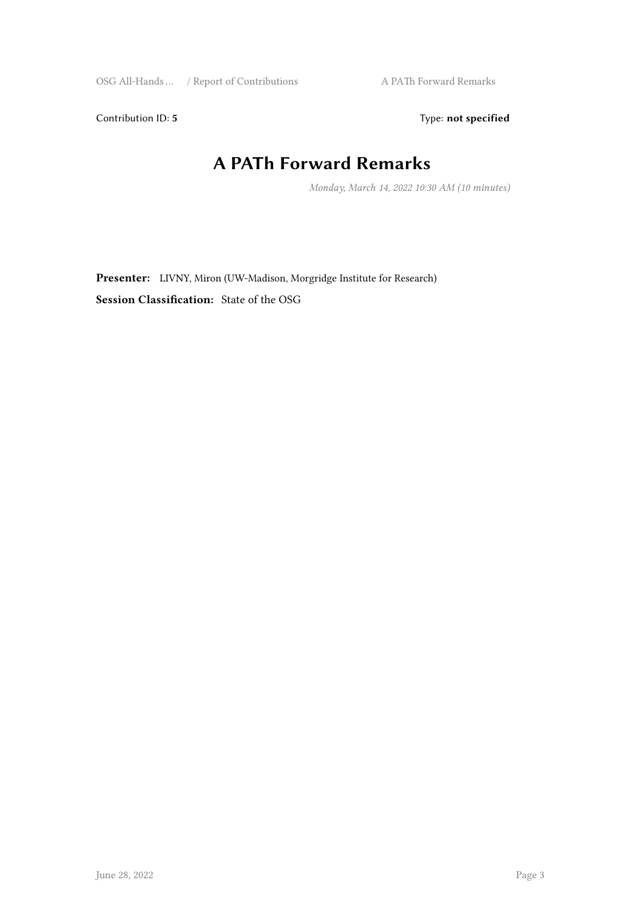Contribution ID: **5**

Type: **not specified**

# A PATh Forward Remarks

*Monday, March 14, 2022 10:30 AM (10 minutes)*

**Presenter:** LIVNY, Miron (UW-Madison, Morgridge Institute for Research)

**Session Classification:** State of the OSG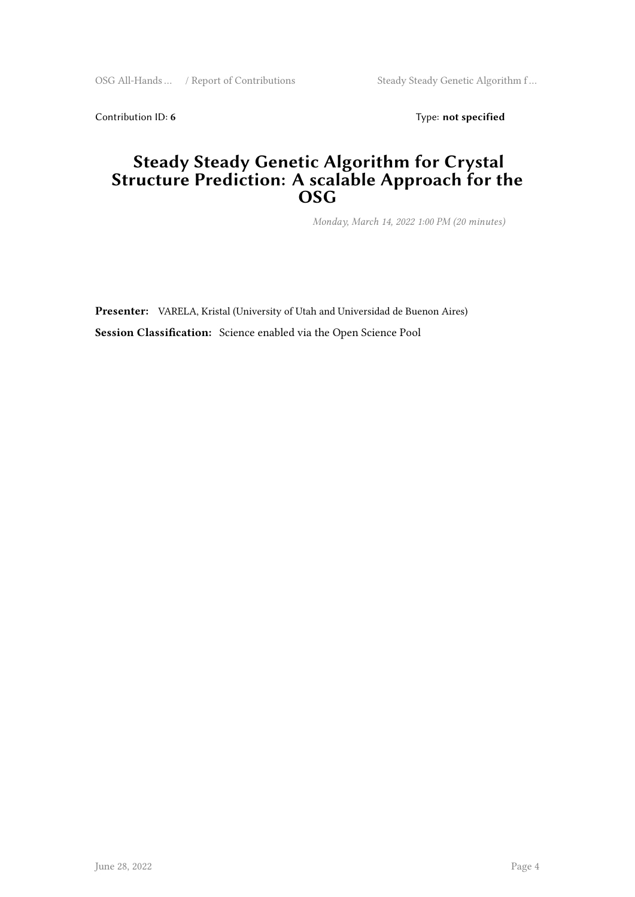Contribution ID: **6**　　　　Type: **not specified**

# Steady Steady Genetic Algorithm for Crystal Structure Prediction: A scalable Approach for the OSG

*Monday, March 14, 2022 1:00 PM (20 minutes)*

**Presenter:** VARELA, Kristal (University of Utah and Universidad de Buenon Aires)

**Session Classification:** Science enabled via the Open Science Pool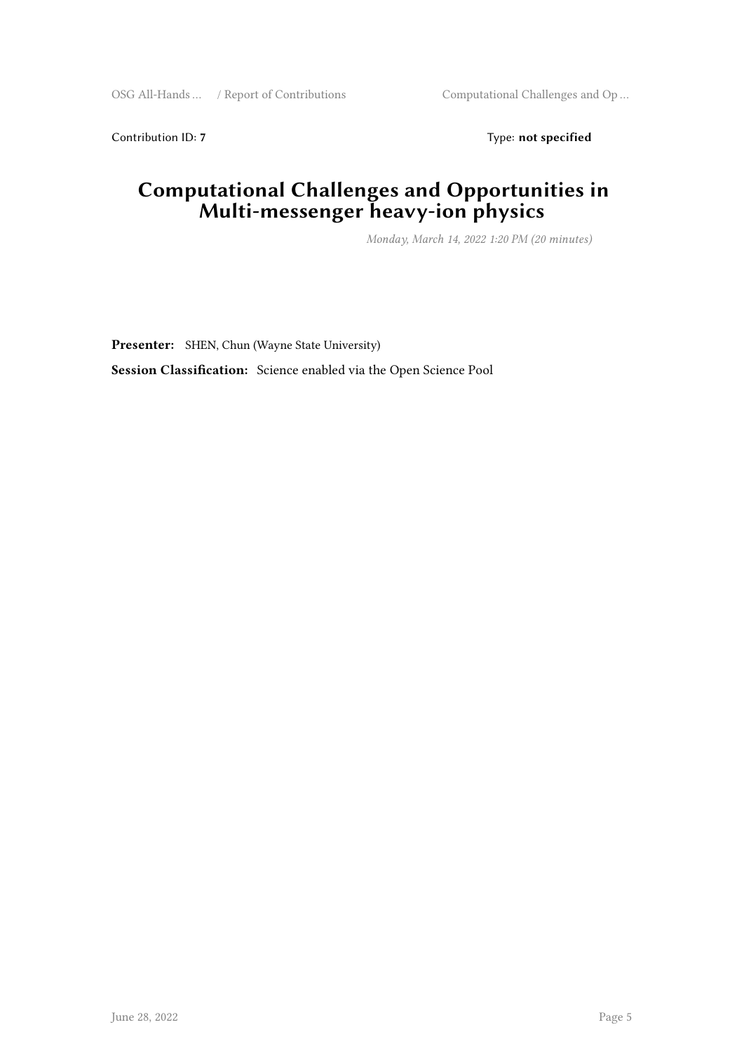Contribution ID: **7** Type: **not specified**

# Computational Challenges and Opportunities in Multi-messenger heavy-ion physics

*Monday, March 14, 2022 1:20 PM (20 minutes)*

**Presenter:** SHEN, Chun (Wayne State University)

**Session Classification:** Science enabled via the Open Science Pool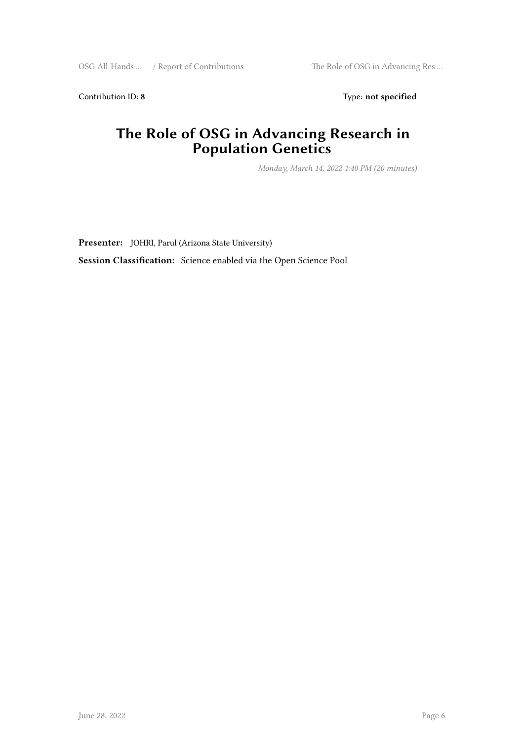Contribution ID: **8** Type: **not specified**

# The Role of OSG in Advancing Research in Population Genetics

*Monday, March 14, 2022 1:40 PM (20 minutes)*

**Presenter:** JOHRI, Parul (Arizona State University)

**Session Classification:** Science enabled via the Open Science Pool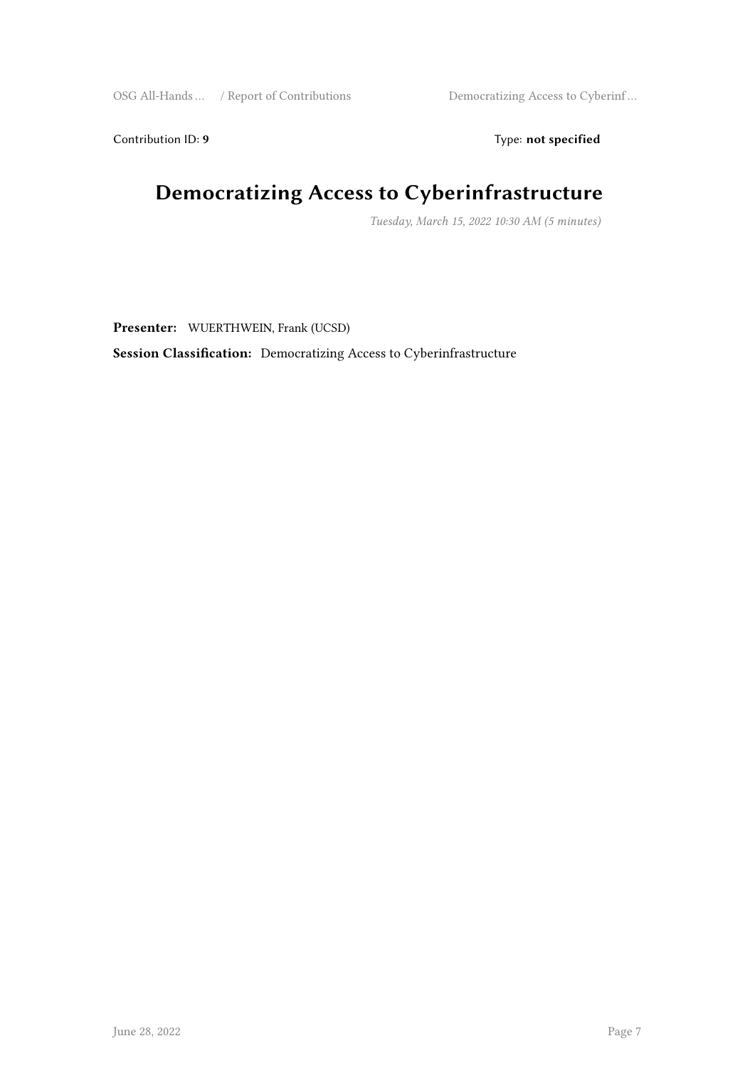Contribution ID: **9** Type: **not specified**

# Democratizing Access to Cyberinfrastructure

*Tuesday, March 15, 2022 10:30 AM (5 minutes)*

**Presenter:** WUERTHWEIN, Frank (UCSD)

**Session Classification:** Democratizing Access to Cyberinfrastructure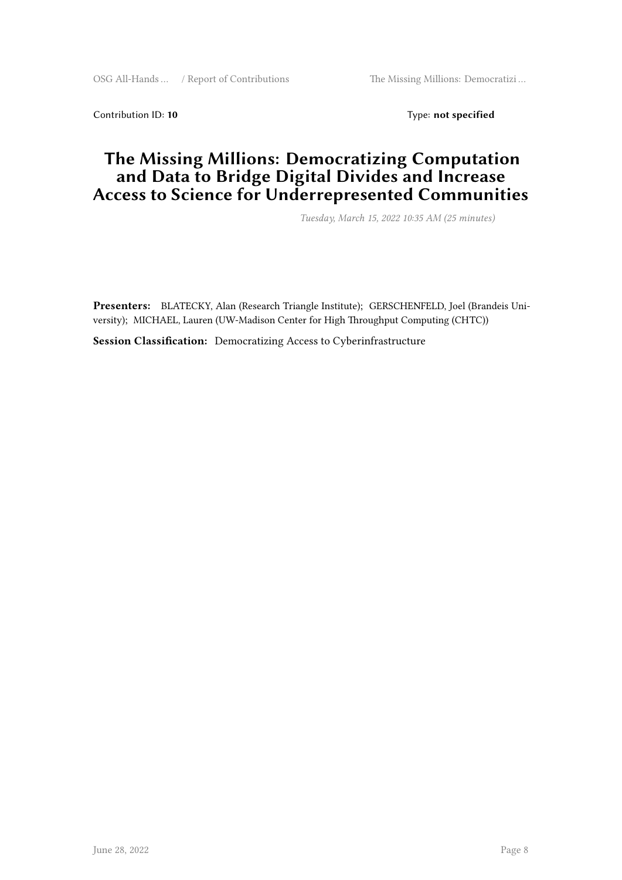Contribution ID: **10** Type: **not specified**

# The Missing Millions: Democratizing Computation and Data to Bridge Digital Divides and Increase Access to Science for Underrepresented Communities

*Tuesday, March 15, 2022 10:35 AM (25 minutes)*

**Presenters:** BLATECKY, Alan (Research Triangle Institute); GERSCHENFELD, Joel (Brandeis University); MICHAEL, Lauren (UW-Madison Center for High Throughput Computing (CHTC))

**Session Classification:** Democratizing Access to Cyberinfrastructure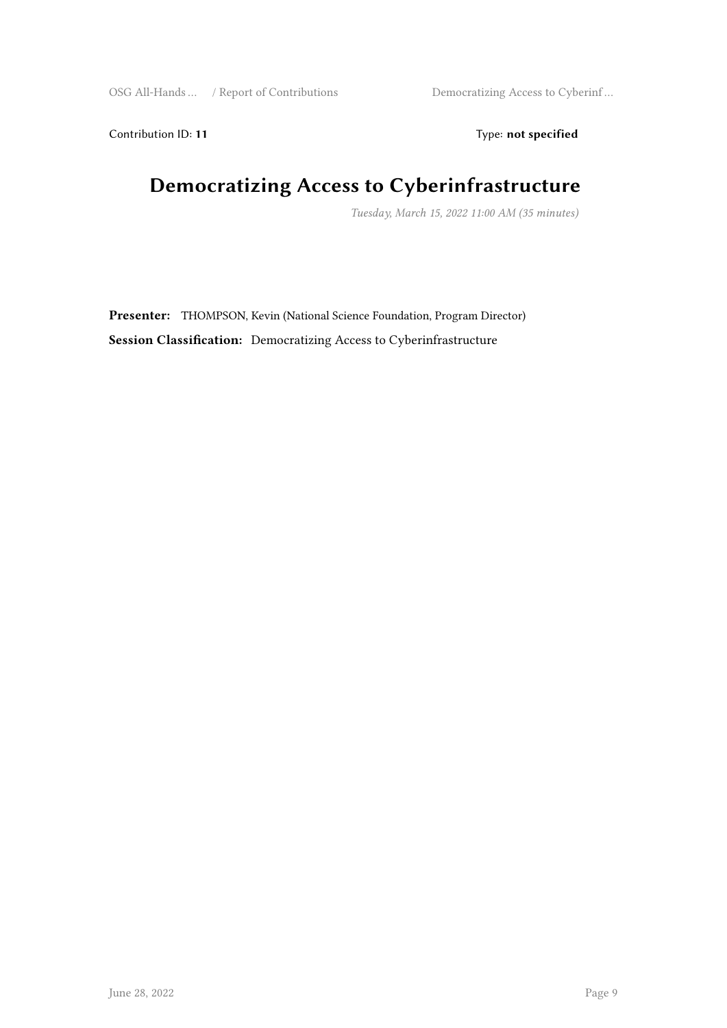Contribution ID: **11** Type: **not specified**

# Democratizing Access to Cyberinfrastructure

*Tuesday, March 15, 2022 11:00 AM (35 minutes)*

**Presenter:** THOMPSON, Kevin (National Science Foundation, Program Director)

**Session Classification:** Democratizing Access to Cyberinfrastructure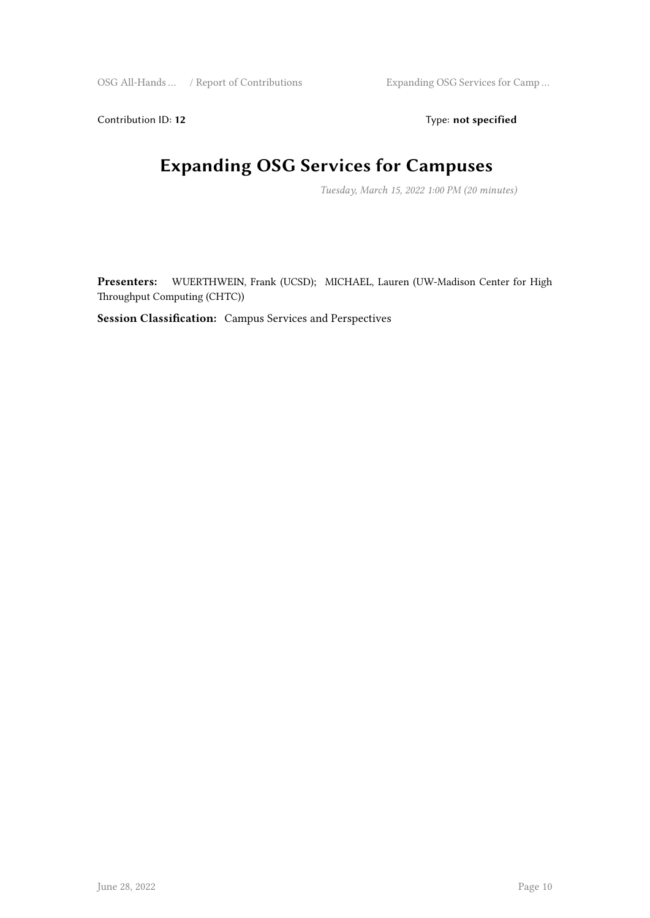Contribution ID: **12** Type: **not specified**

# Expanding OSG Services for Campuses

*Tuesday, March 15, 2022 1:00 PM (20 minutes)*

**Presenters:** WUERTHWEIN, Frank (UCSD); MICHAEL, Lauren (UW-Madison Center for High Throughput Computing (CHTC))

**Session Classification:** Campus Services and Perspectives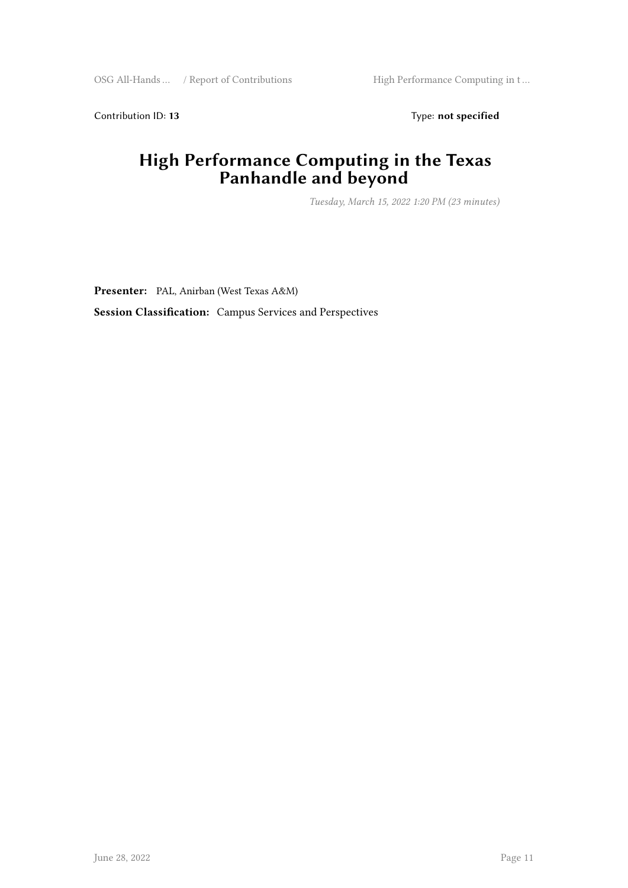Contribution ID: **13** Type: **not specified**

# High Performance Computing in the Texas Panhandle and beyond

*Tuesday, March 15, 2022 1:20 PM (23 minutes)*

**Presenter:** PAL, Anirban (West Texas A&M)

**Session Classification:** Campus Services and Perspectives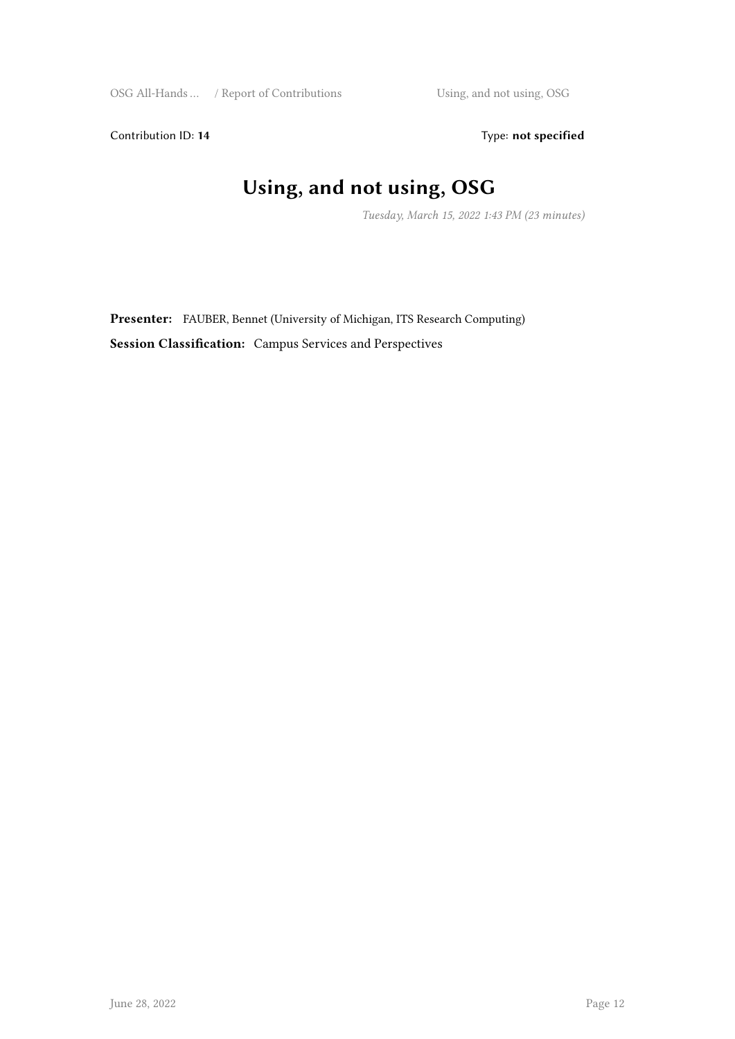Contribution ID: **14** Type: **not specified**

# Using, and not using, OSG

*Tuesday, March 15, 2022 1:43 PM (23 minutes)*

**Presenter:** FAUBER, Bennet (University of Michigan, ITS Research Computing)

**Session Classification:** Campus Services and Perspectives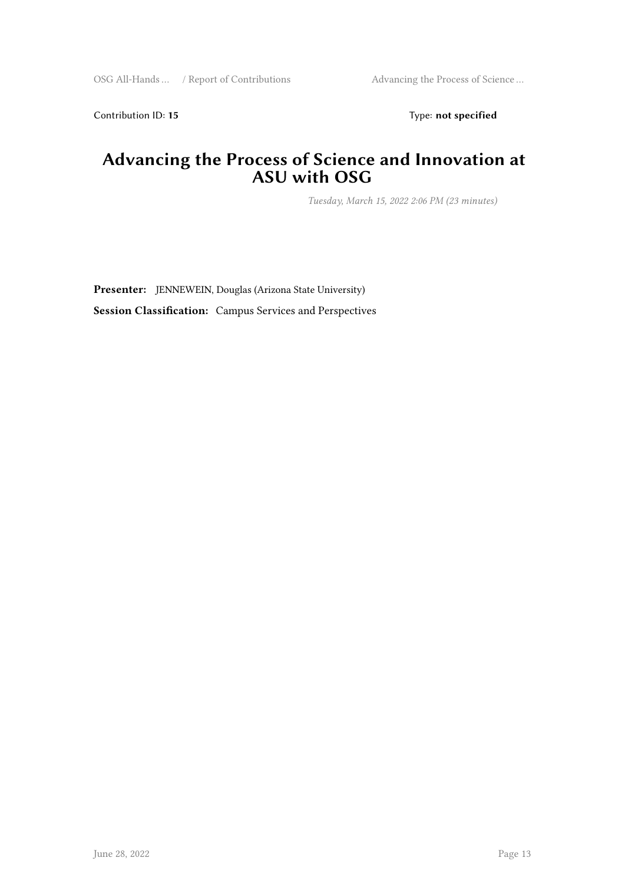Contribution ID: **15** Type: **not specified**

# Advancing the Process of Science and Innovation at ASU with OSG

*Tuesday, March 15, 2022 2:06 PM (23 minutes)*

**Presenter:** JENNEWEIN, Douglas (Arizona State University)

**Session Classification:** Campus Services and Perspectives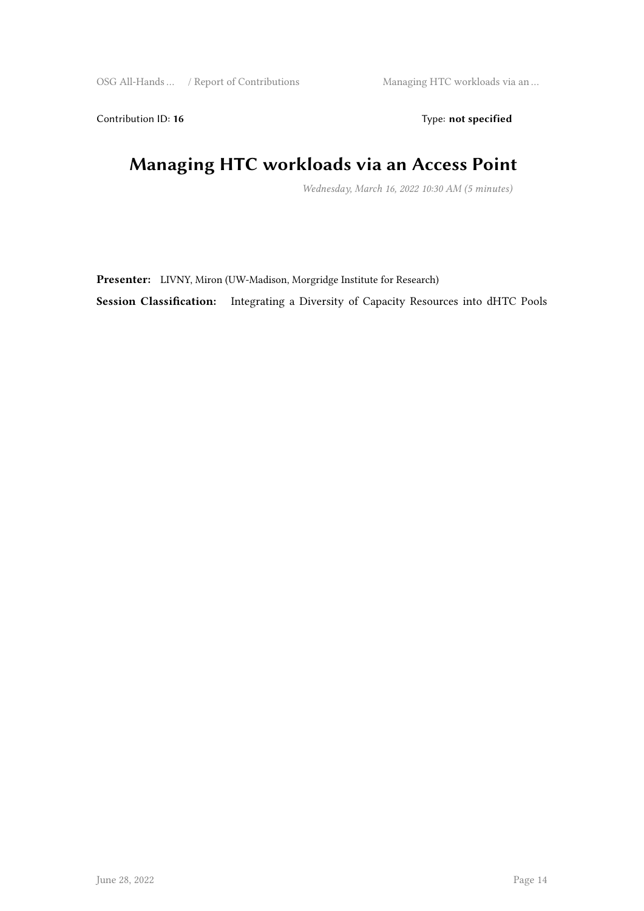Contribution ID: **16** Type: **not specified**

# Managing HTC workloads via an Access Point

*Wednesday, March 16, 2022 10:30 AM (5 minutes)*

**Presenter:** LIVNY, Miron (UW-Madison, Morgridge Institute for Research)

**Session Classification:** Integrating a Diversity of Capacity Resources into dHTC Pools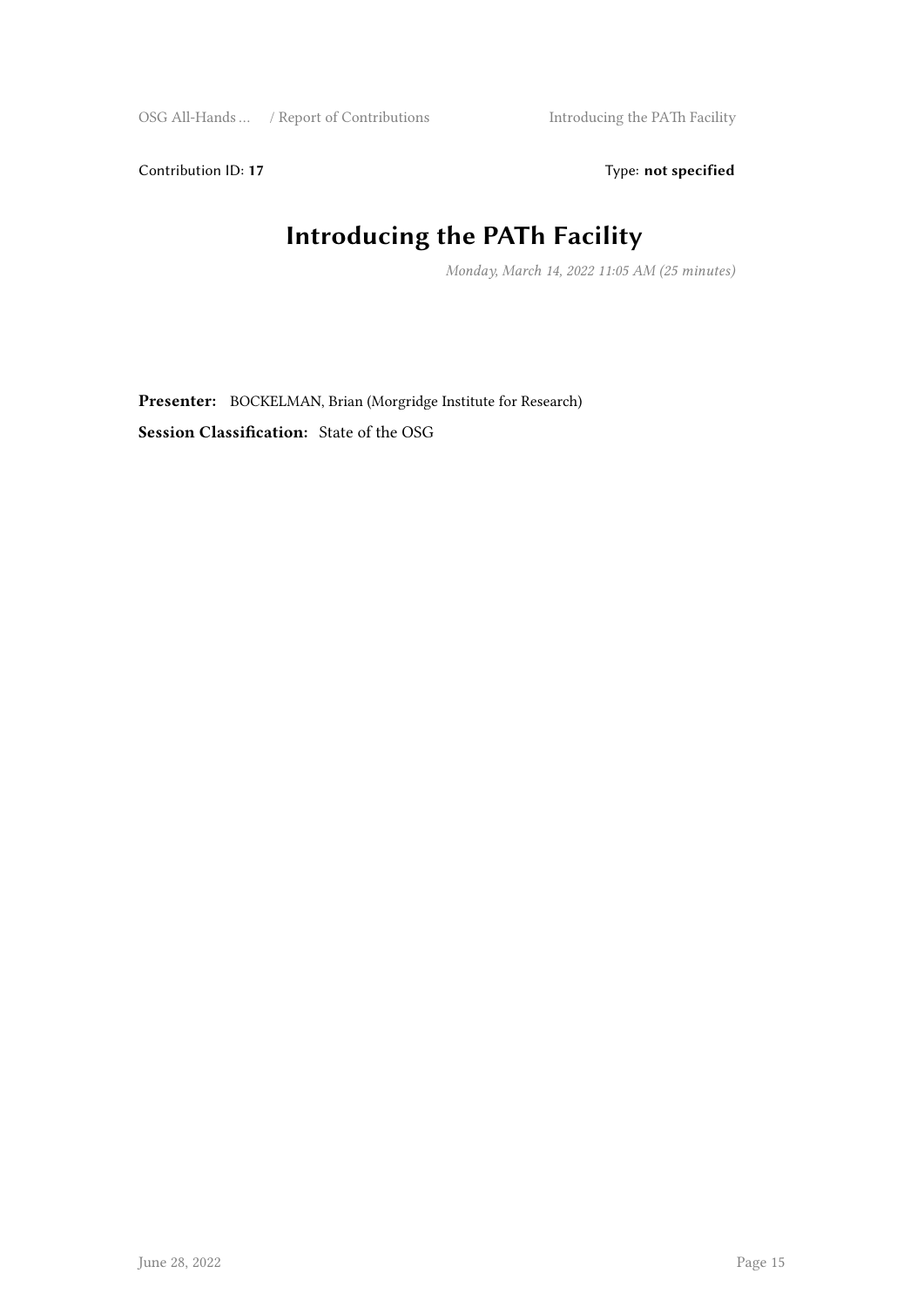Contribution ID: **17** Type: **not specified**

# Introducing the PATh Facility

*Monday, March 14, 2022 11:05 AM (25 minutes)*

**Presenter:** BOCKELMAN, Brian (Morgridge Institute for Research)

**Session Classification:** State of the OSG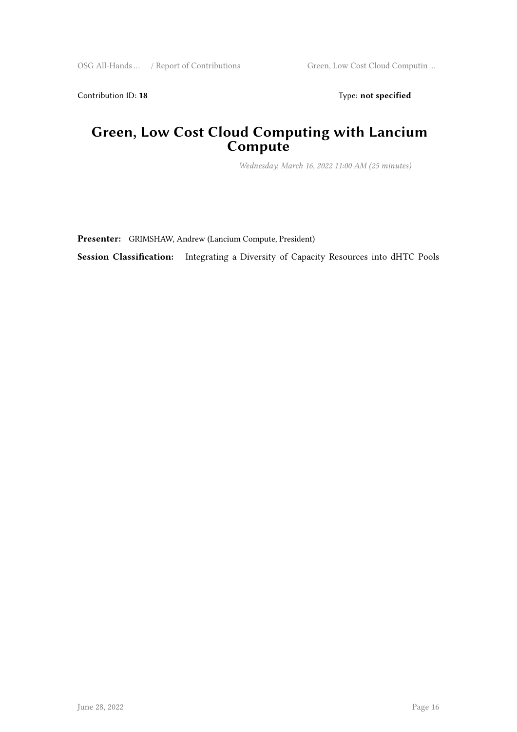Contribution ID: **18** Type: **not specified**

# Green, Low Cost Cloud Computing with Lancium Compute

*Wednesday, March 16, 2022 11:00 AM (25 minutes)*

**Presenter:** GRIMSHAW, Andrew (Lancium Compute, President)

**Session Classification:** Integrating a Diversity of Capacity Resources into dHTC Pools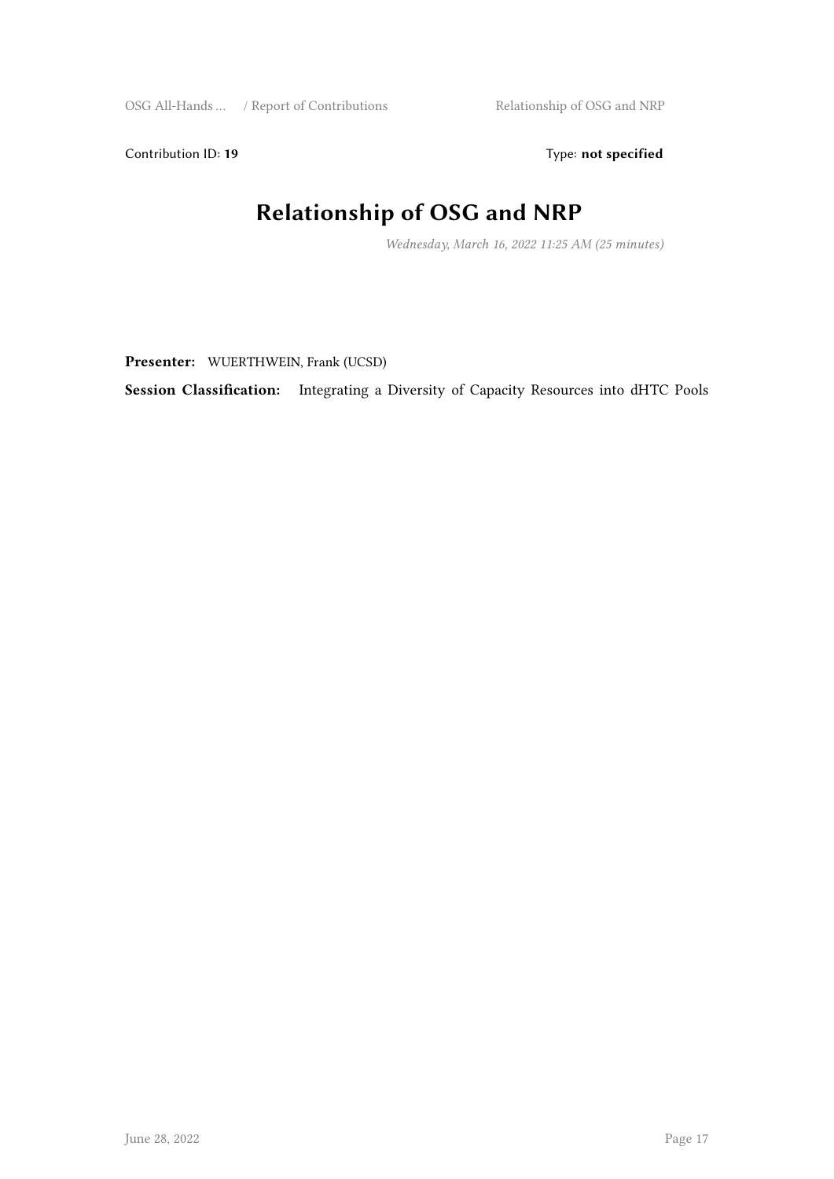Contribution ID: **19** Type: **not specified**

# Relationship of OSG and NRP

*Wednesday, March 16, 2022 11:25 AM (25 minutes)*

**Presenter:** WUERTHWEIN, Frank (UCSD)

**Session Classification:** Integrating a Diversity of Capacity Resources into dHTC Pools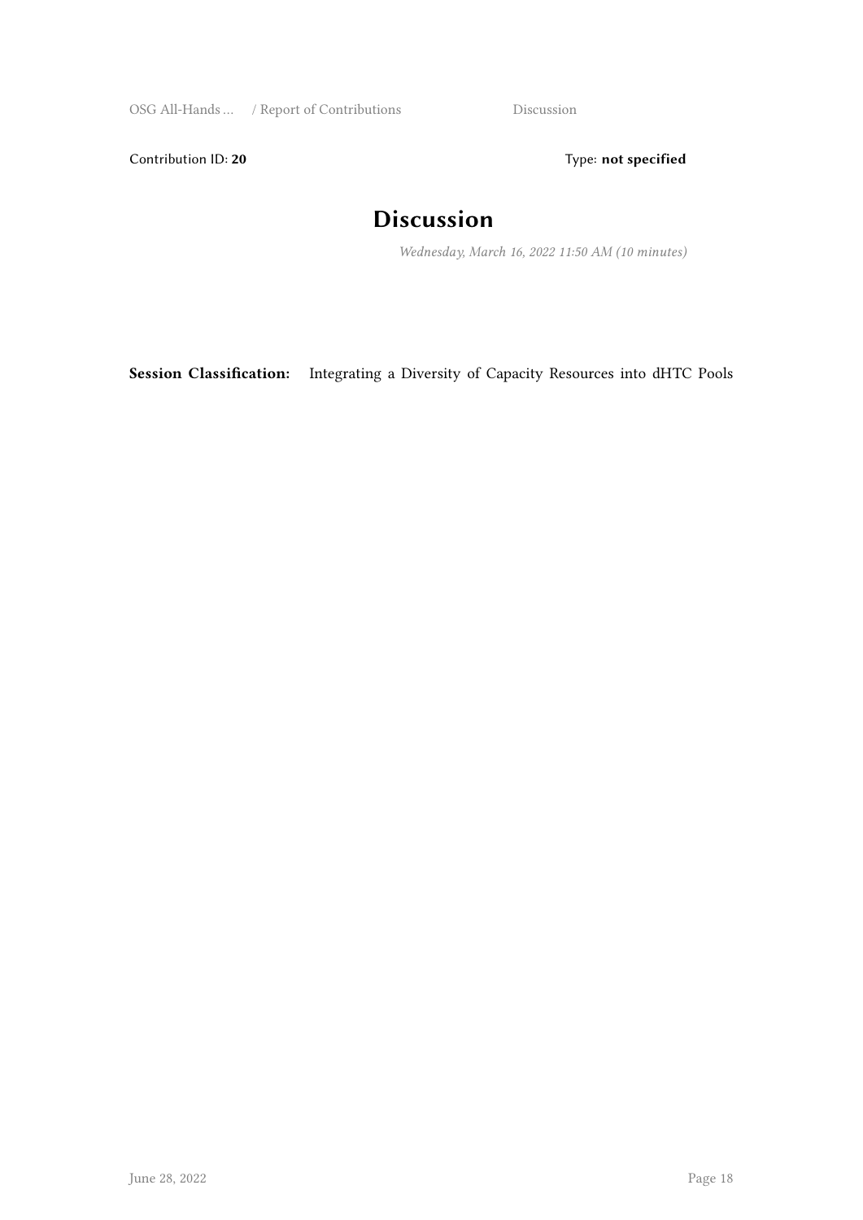Contribution ID: **20** Type: **not specified**

# Discussion

*Wednesday, March 16, 2022 11:50 AM (10 minutes)*

**Session Classification:** Integrating a Diversity of Capacity Resources into dHTC Pools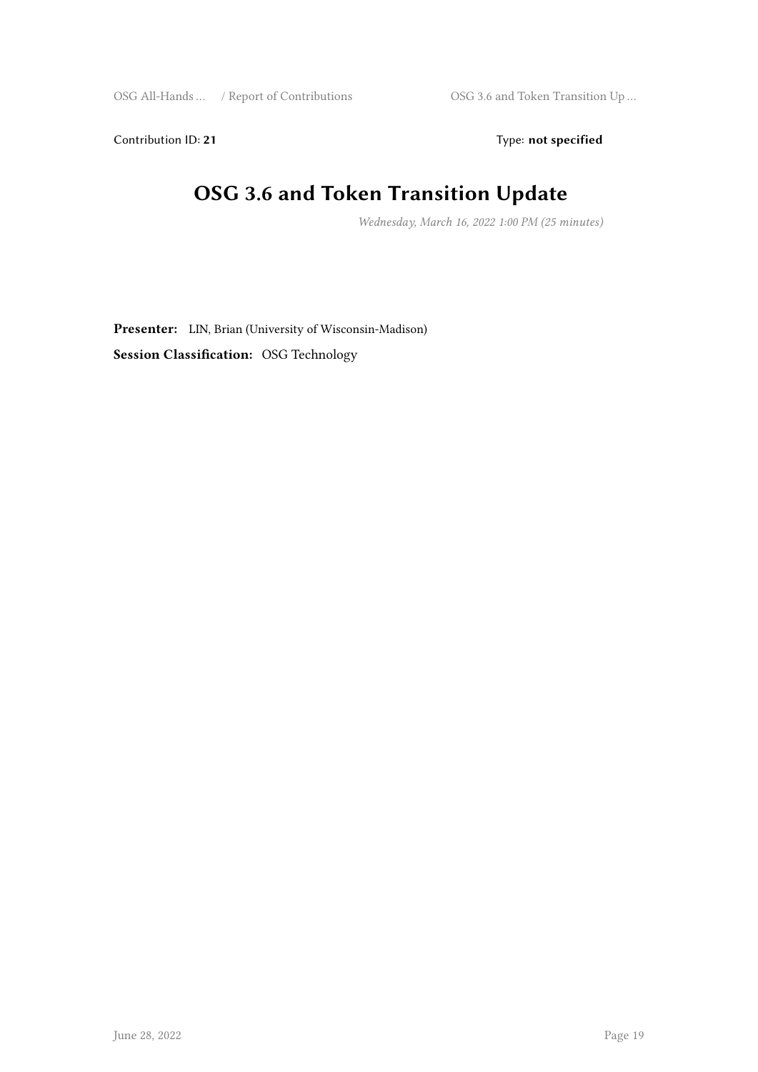Contribution ID: **21** Type: **not specified**

# OSG 3.6 and Token Transition Update

*Wednesday, March 16, 2022 1:00 PM (25 minutes)*

**Presenter:** LIN, Brian (University of Wisconsin-Madison)

**Session Classification:** OSG Technology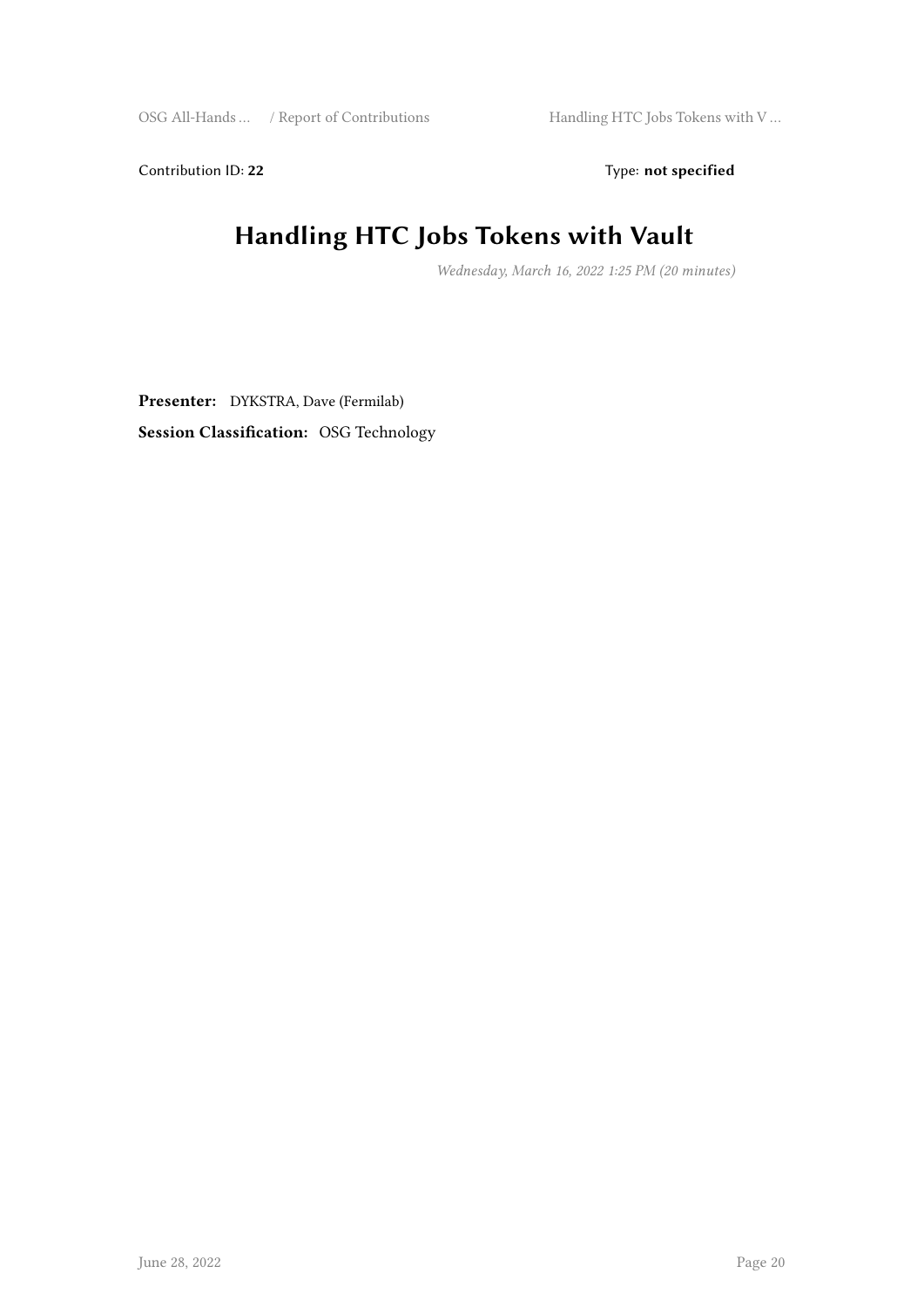Contribution ID: **22** Type: **not specified**

# Handling HTC Jobs Tokens with Vault

*Wednesday, March 16, 2022 1:25 PM (20 minutes)*

**Presenter:** DYKSTRA, Dave (Fermilab)

**Session Classification:** OSG Technology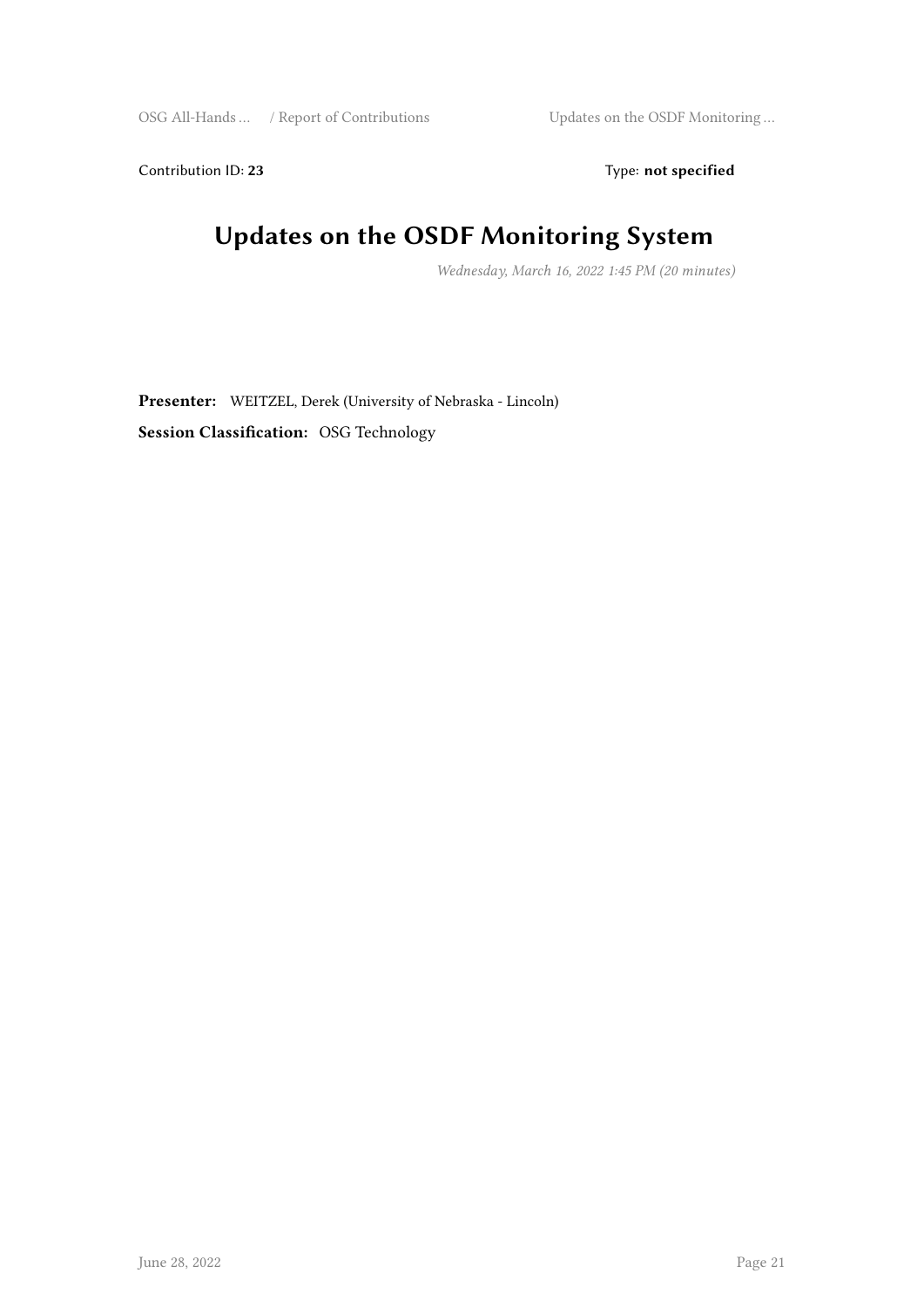Contribution ID: **23** Type: **not specified**

# Updates on the OSDF Monitoring System

*Wednesday, March 16, 2022 1:45 PM (20 minutes)*

**Presenter:** WEITZEL, Derek (University of Nebraska - Lincoln)

**Session Classification:** OSG Technology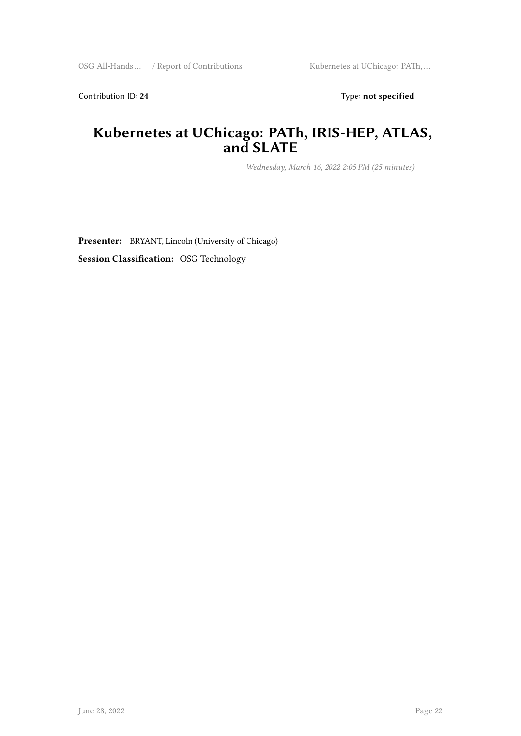Contribution ID: **24** Type: **not specified**

# Kubernetes at UChicago: PATh, IRIS-HEP, ATLAS, and SLATE

*Wednesday, March 16, 2022 2:05 PM (25 minutes)*

**Presenter:** BRYANT, Lincoln (University of Chicago)

**Session Classification:** OSG Technology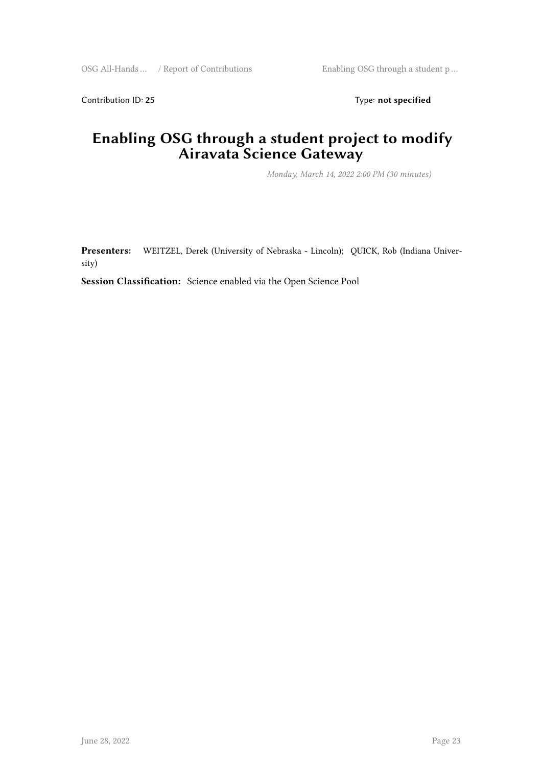Contribution ID: **25** Type: **not specified**

# Enabling OSG through a student project to modify Airavata Science Gateway

*Monday, March 14, 2022 2:00 PM (30 minutes)*

**Presenters:** WEITZEL, Derek (University of Nebraska - Lincoln); QUICK, Rob (Indiana University)

**Session Classification:** Science enabled via the Open Science Pool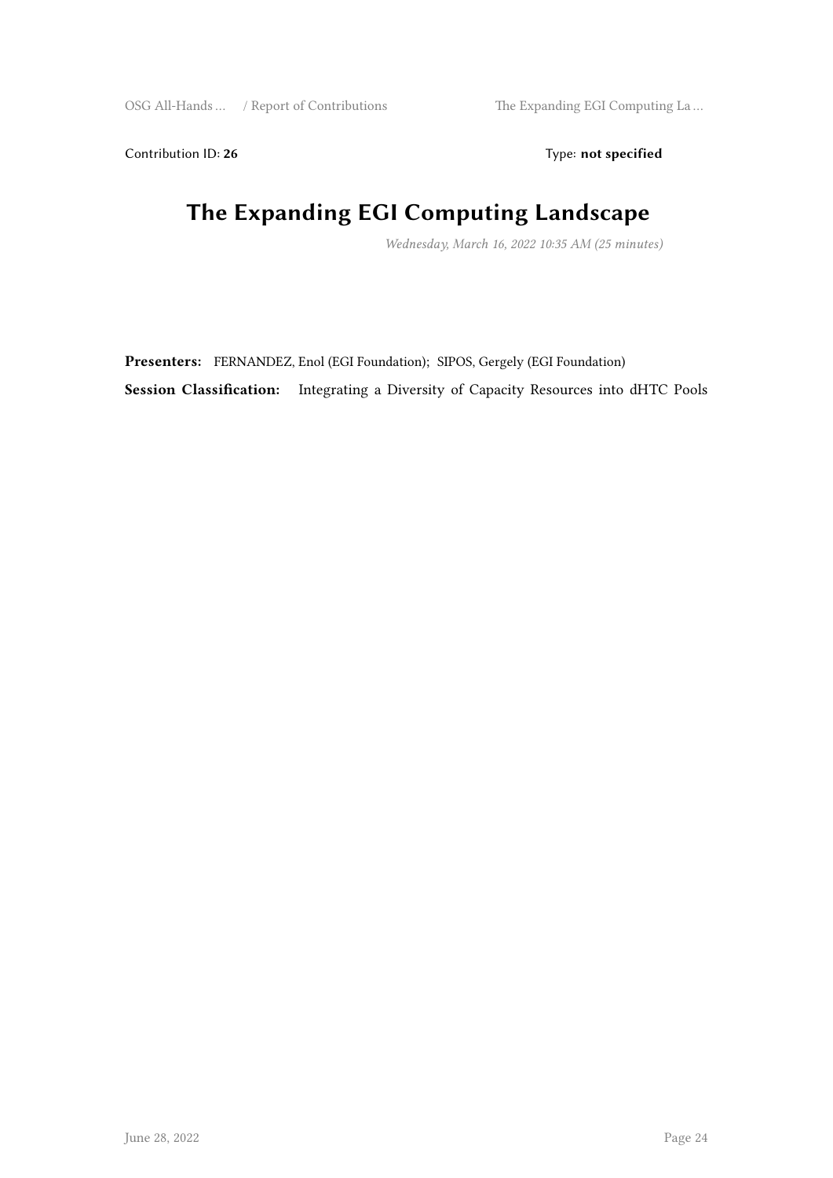Contribution ID: **26** Type: **not specified**

# The Expanding EGI Computing Landscape

*Wednesday, March 16, 2022 10:35 AM (25 minutes)*

**Presenters:** FERNANDEZ, Enol (EGI Foundation); SIPOS, Gergely (EGI Foundation)

**Session Classification:** Integrating a Diversity of Capacity Resources into dHTC Pools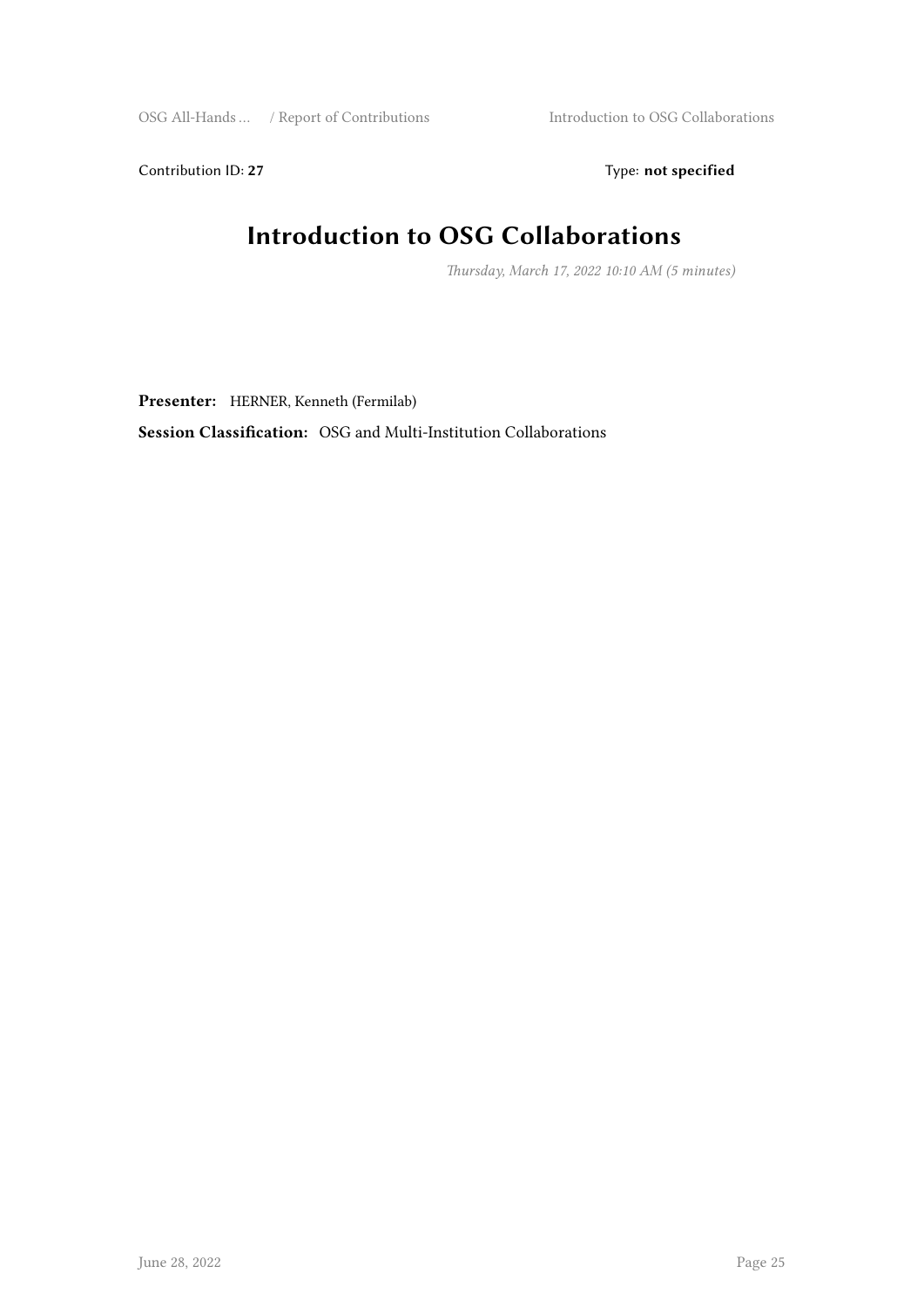Contribution ID: **27** Type: **not specified**

# Introduction to OSG Collaborations

*Thursday, March 17, 2022 10:10 AM (5 minutes)*

**Presenter:** HERNER, Kenneth (Fermilab)

**Session Classification:** OSG and Multi-Institution Collaborations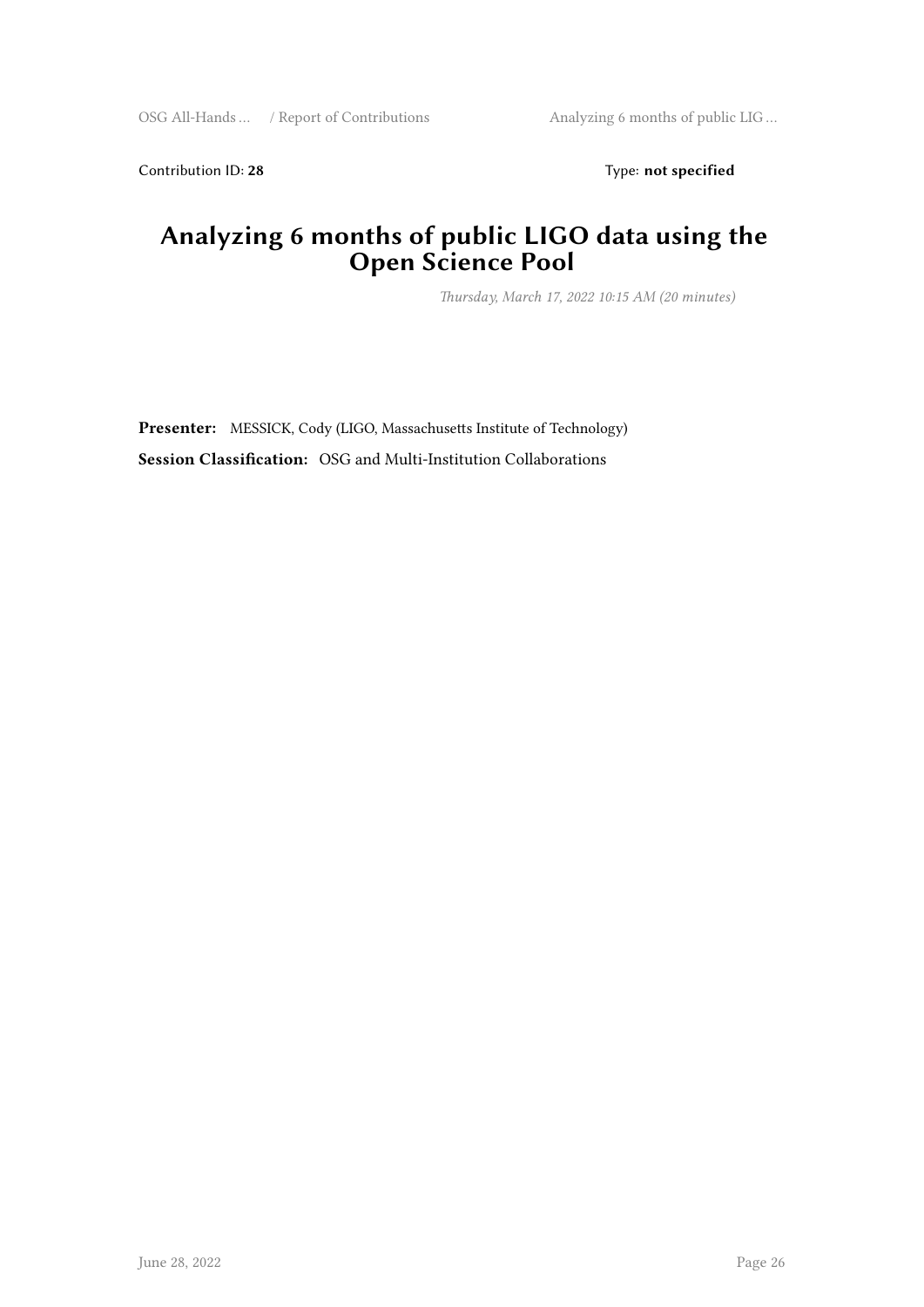Contribution ID: **28** Type: **not specified**

# Analyzing 6 months of public LIGO data using the Open Science Pool

*Thursday, March 17, 2022 10:15 AM (20 minutes)*

**Presenter:** MESSICK, Cody (LIGO, Massachusetts Institute of Technology)

**Session Classification:** OSG and Multi-Institution Collaborations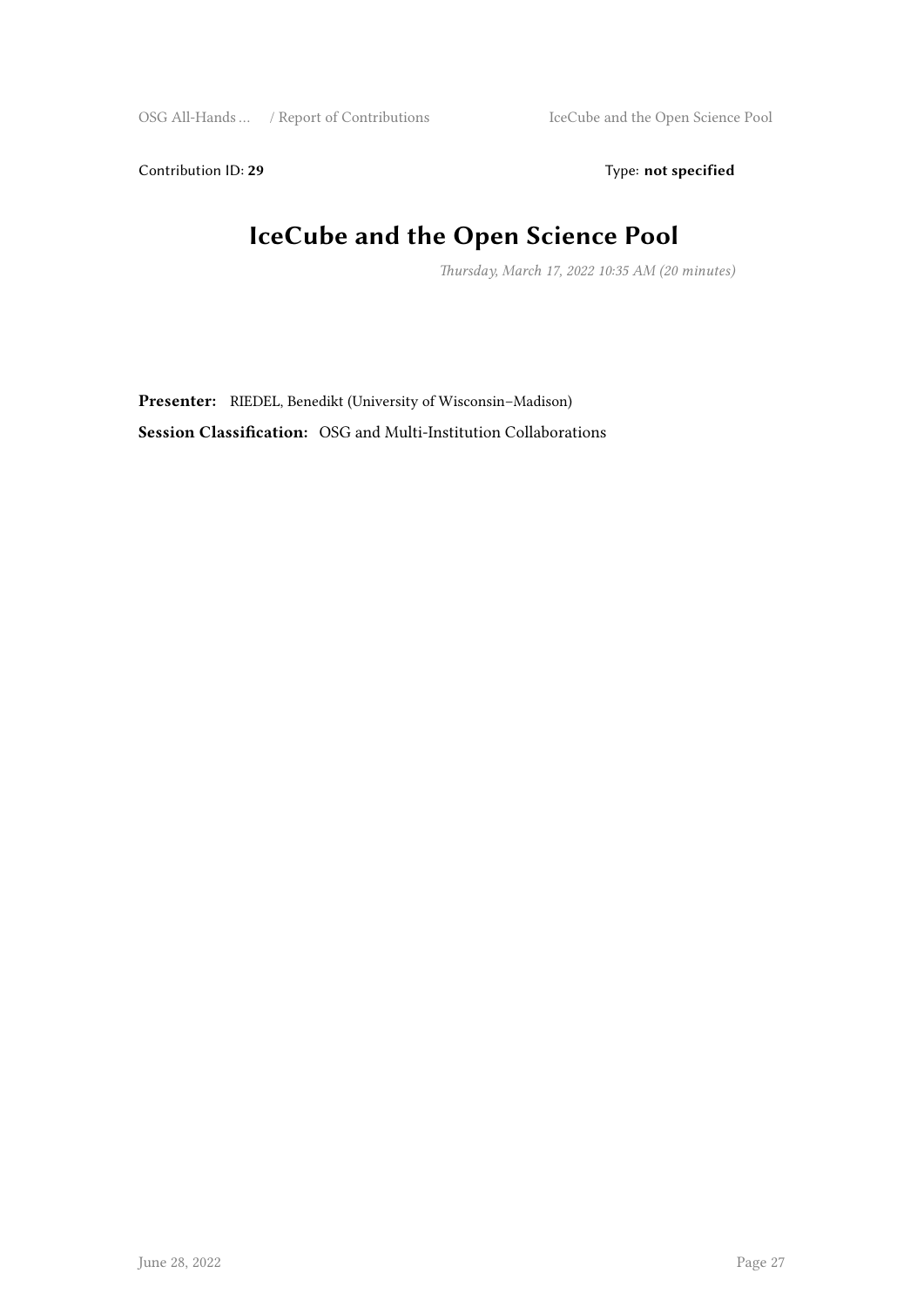Contribution ID: **29** Type: **not specified**

# IceCube and the Open Science Pool

*Thursday, March 17, 2022 10:35 AM (20 minutes)*

**Presenter:** RIEDEL, Benedikt (University of Wisconsin–Madison)

**Session Classification:** OSG and Multi-Institution Collaborations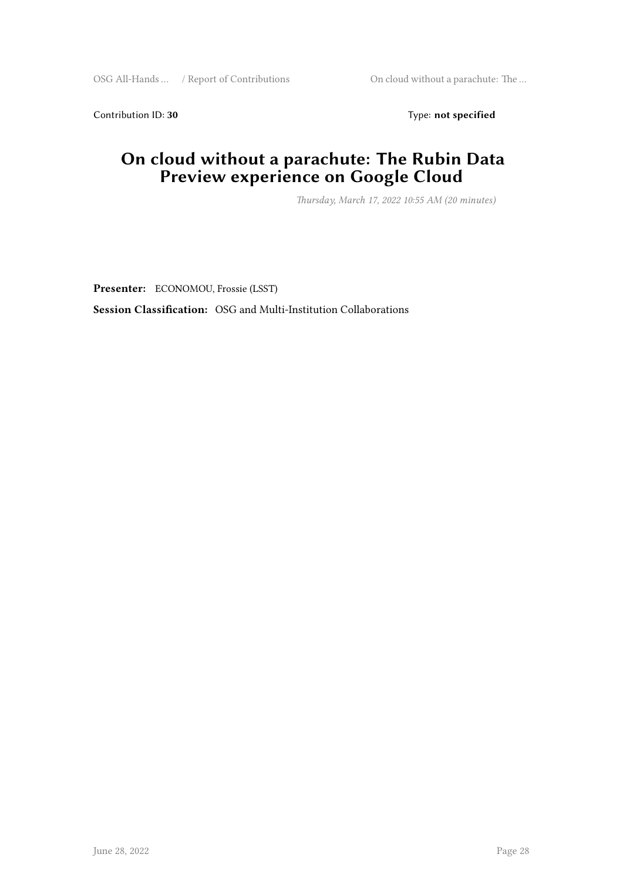Contribution ID: **30** Type: **not specified**

# On cloud without a parachute: The Rubin Data Preview experience on Google Cloud

*Thursday, March 17, 2022 10:55 AM (20 minutes)*

**Presenter:** ECONOMOU, Frossie (LSST)

**Session Classification:** OSG and Multi-Institution Collaborations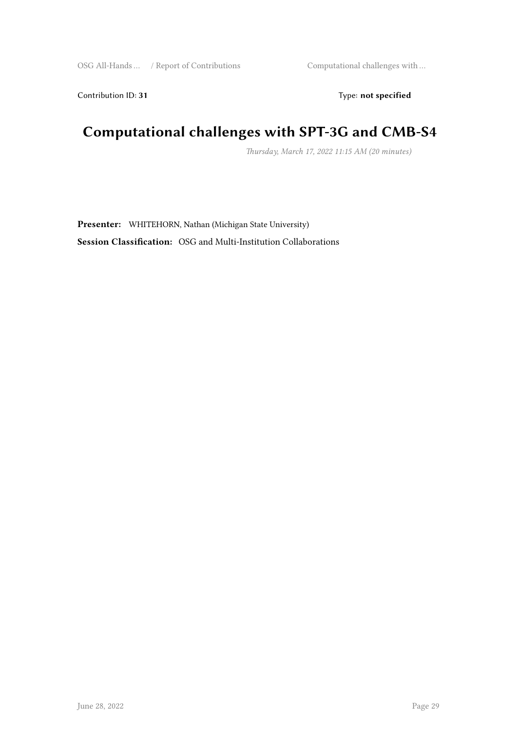Contribution ID: **31** Type: **not specified**

# Computational challenges with SPT-3G and CMB-S4

*Thursday, March 17, 2022 11:15 AM (20 minutes)*

**Presenter:** WHITEHORN, Nathan (Michigan State University)

**Session Classification:** OSG and Multi-Institution Collaborations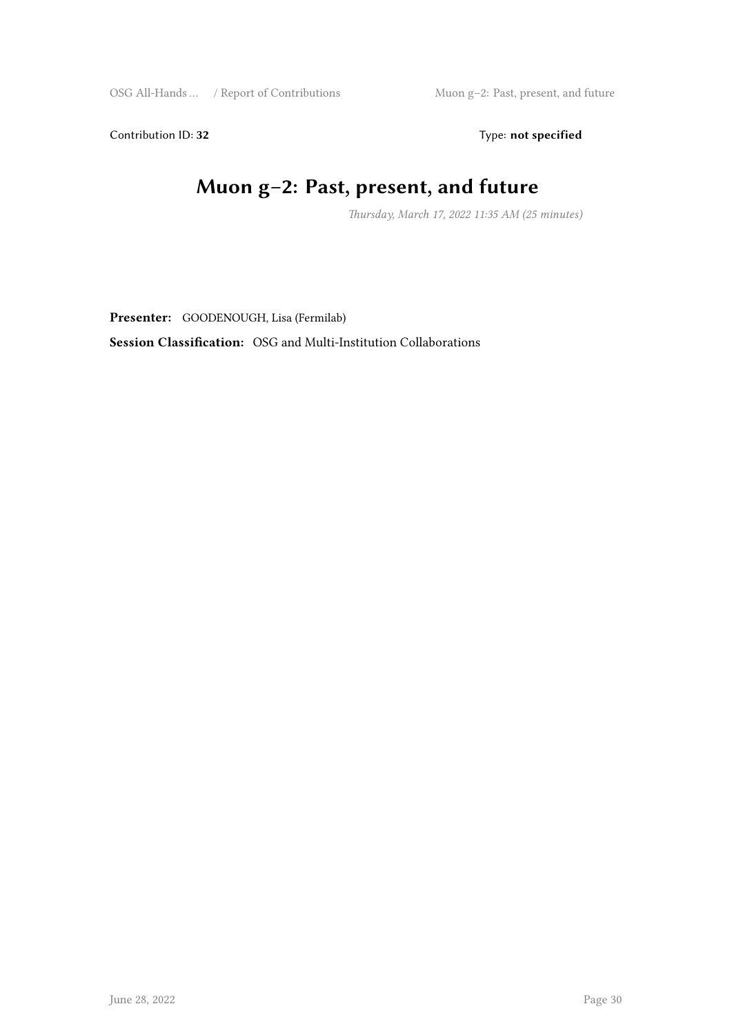Contribution ID: **32** Type: **not specified**

# Muon g−2: Past, present, and future

*Thursday, March 17, 2022 11:35 AM (25 minutes)*

**Presenter:** GOODENOUGH, Lisa (Fermilab)

**Session Classification:** OSG and Multi-Institution Collaborations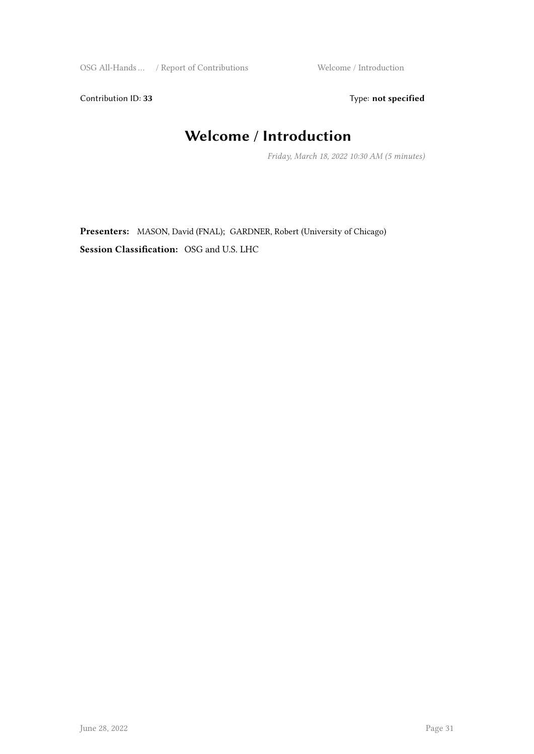Contribution ID: **33** Type: **not specified**

# Welcome / Introduction

*Friday, March 18, 2022 10:30 AM (5 minutes)*

**Presenters:** MASON, David (FNAL); GARDNER, Robert (University of Chicago)

**Session Classification:** OSG and U.S. LHC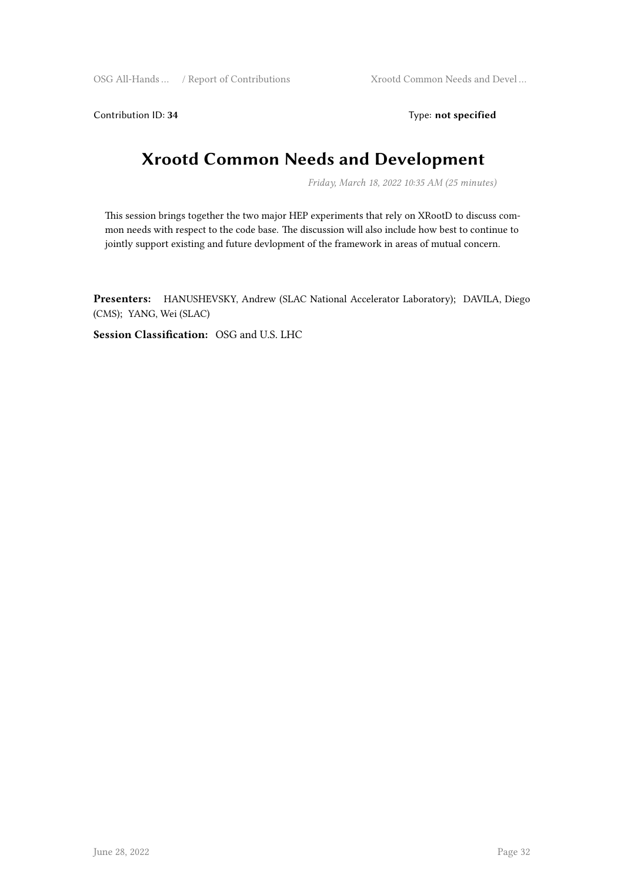Contribution ID: **34** Type: **not specified**

# Xrootd Common Needs and Development

*Friday, March 18, 2022 10:35 AM (25 minutes)*

This session brings together the two major HEP experiments that rely on XRootD to discuss common needs with respect to the code base. The discussion will also include how best to continue to jointly support existing and future devlopment of the framework in areas of mutual concern.

**Presenters:** HANUSHEVSKY, Andrew (SLAC National Accelerator Laboratory); DAVILA, Diego (CMS); YANG, Wei (SLAC)

**Session Classification:** OSG and U.S. LHC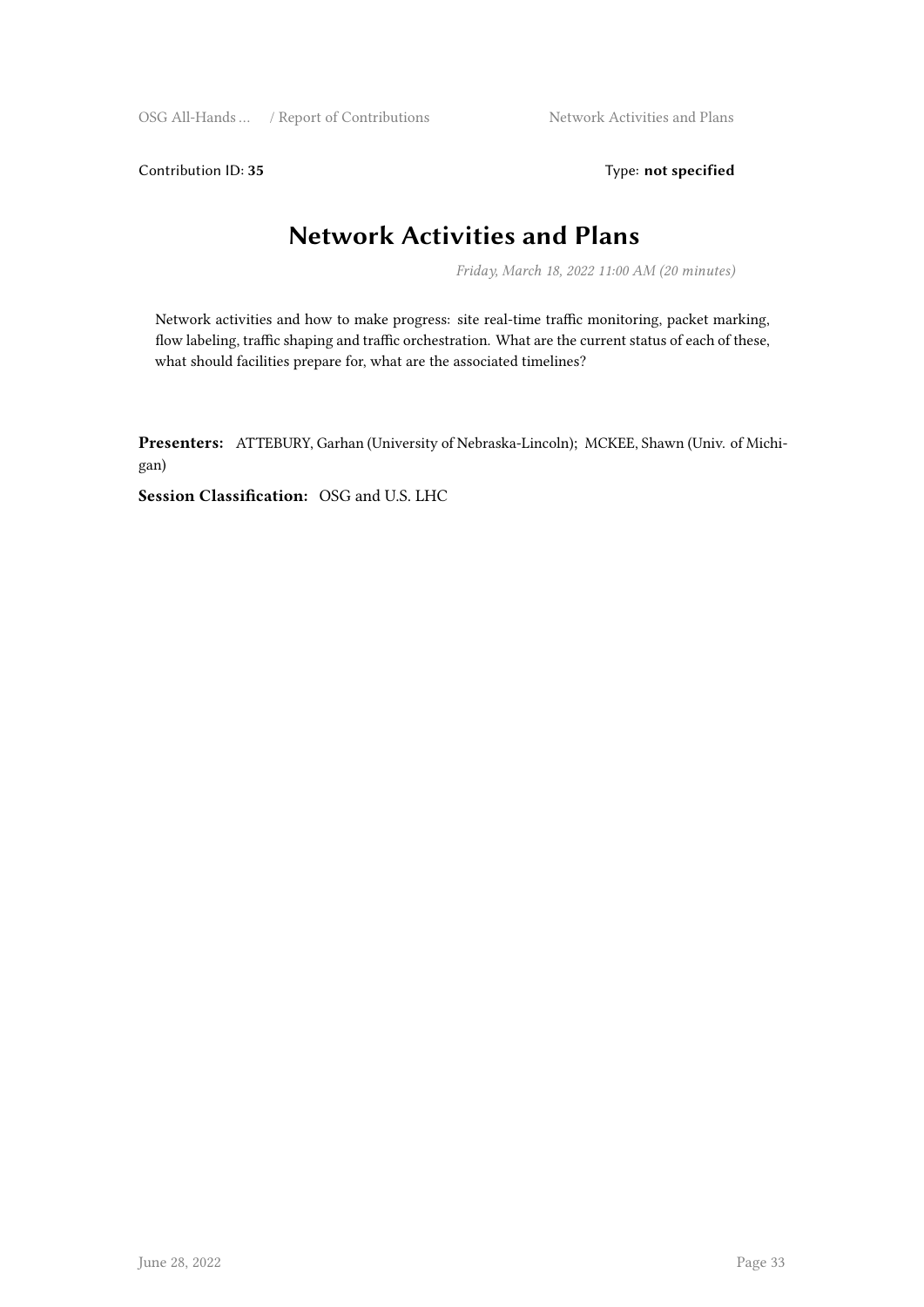Contribution ID: **35** Type: **not specified**

# Network Activities and Plans

*Friday, March 18, 2022 11:00 AM (20 minutes)*

Network activities and how to make progress: site real-time traffic monitoring, packet marking, flow labeling, traffic shaping and traffic orchestration. What are the current status of each of these, what should facilities prepare for, what are the associated timelines?

**Presenters:** ATTEBURY, Garhan (University of Nebraska-Lincoln); MCKEE, Shawn (Univ. of Michigan)

**Session Classification:** OSG and U.S. LHC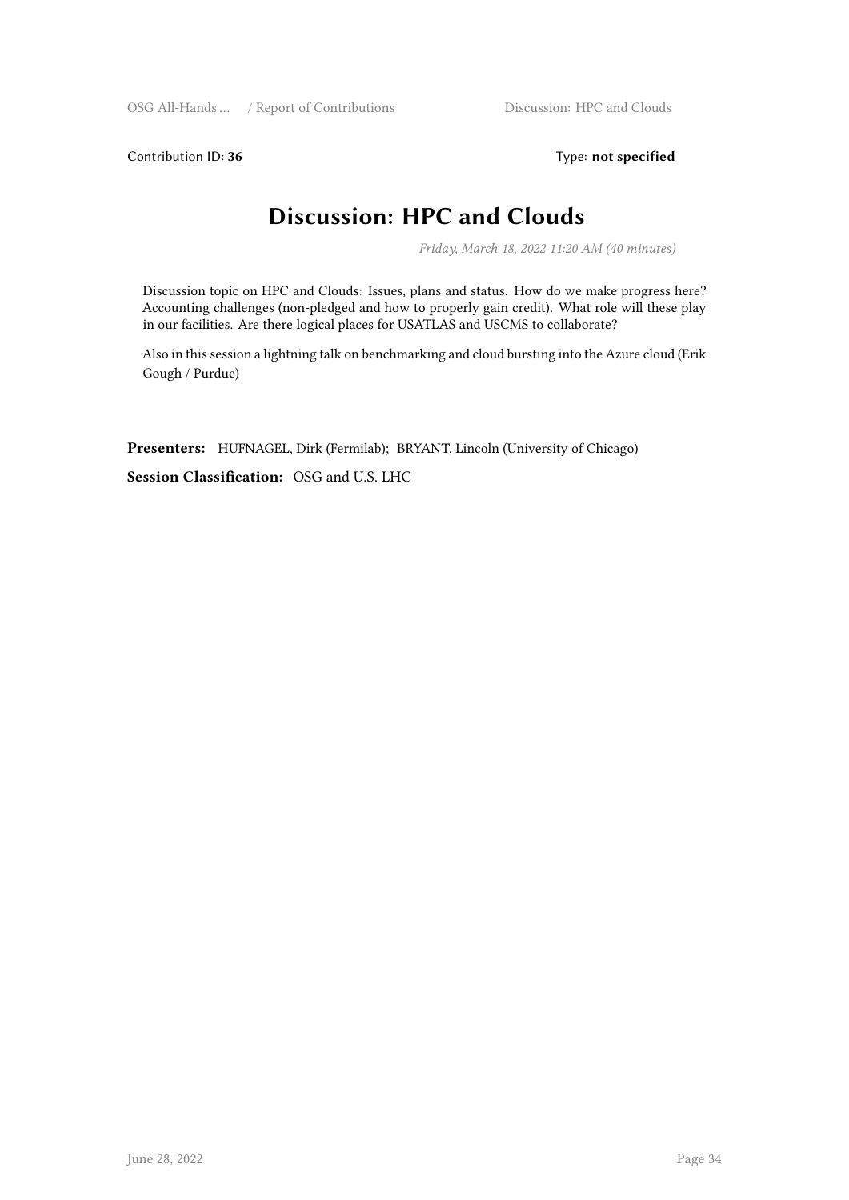Contribution ID: **36** Type: **not specified**

# Discussion: HPC and Clouds

*Friday, March 18, 2022 11:20 AM (40 minutes)*

Discussion topic on HPC and Clouds: Issues, plans and status. How do we make progress here? Accounting challenges (non-pledged and how to properly gain credit). What role will these play in our facilities. Are there logical places for USATLAS and USCMS to collaborate?

Also in this session a lightning talk on benchmarking and cloud bursting into the Azure cloud (Erik Gough / Purdue)

**Presenters:** HUFNAGEL, Dirk (Fermilab); BRYANT, Lincoln (University of Chicago)

**Session Classification:** OSG and U.S. LHC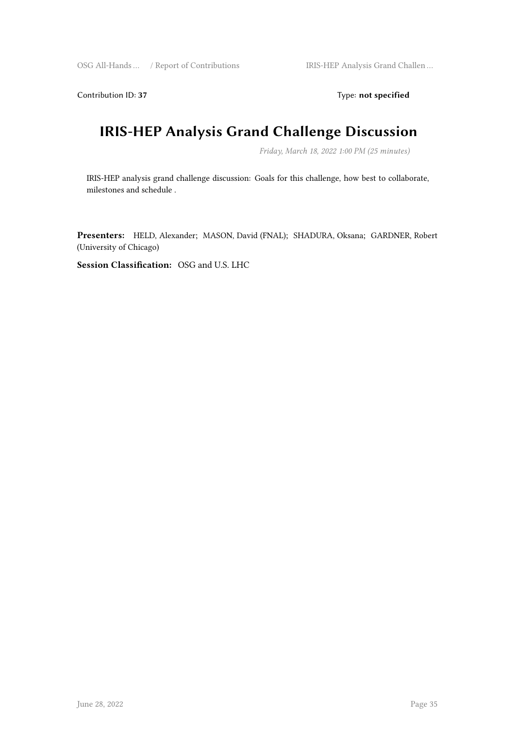Contribution ID: **37** Type: **not specified**

# IRIS-HEP Analysis Grand Challenge Discussion

*Friday, March 18, 2022 1:00 PM (25 minutes)*

IRIS-HEP analysis grand challenge discussion: Goals for this challenge, how best to collaborate, milestones and schedule .

**Presenters:** HELD, Alexander; MASON, David (FNAL); SHADURA, Oksana; GARDNER, Robert (University of Chicago)

**Session Classification:** OSG and U.S. LHC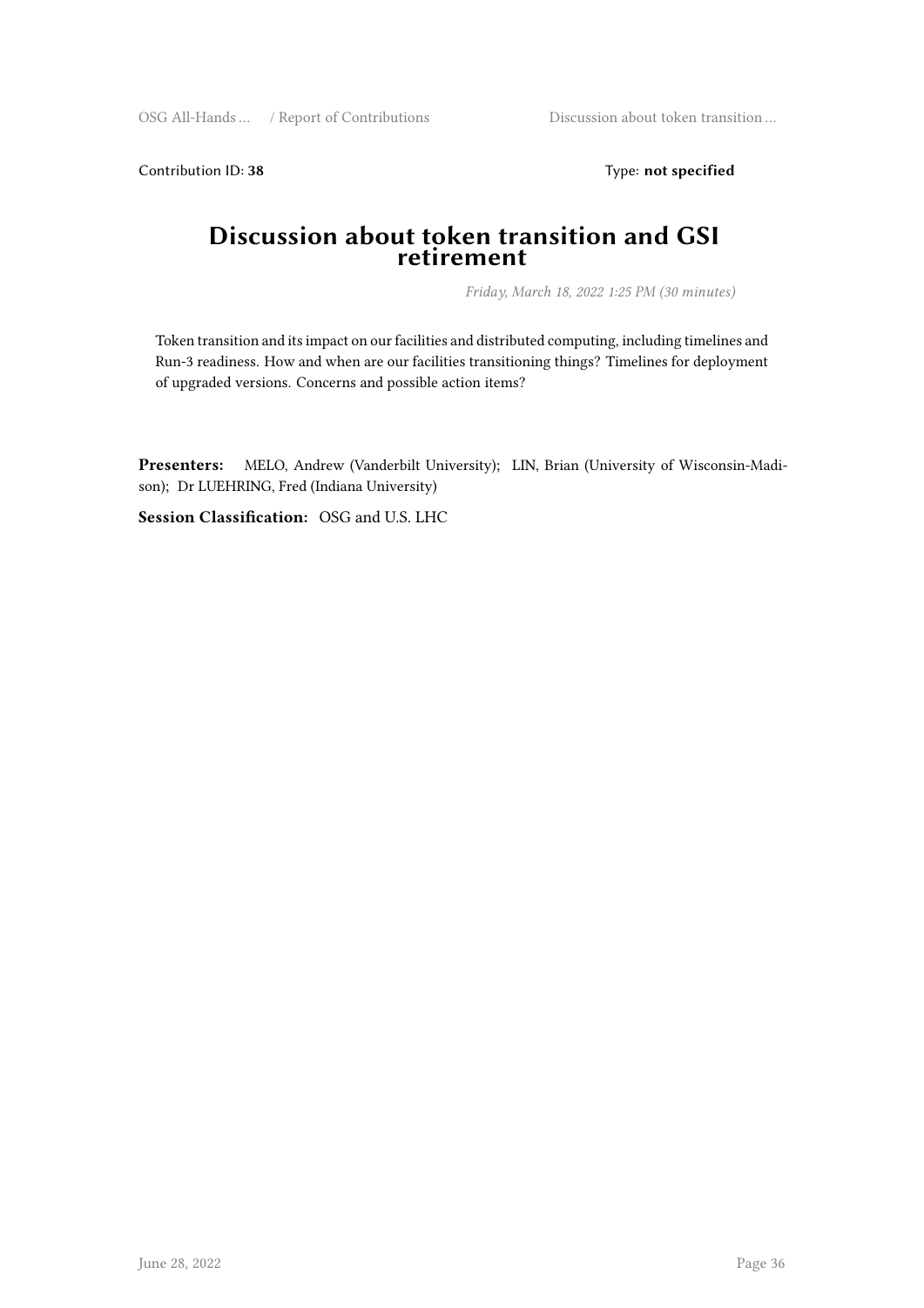Contribution ID: **38**

Type: **not specified**

# Discussion about token transition and GSI retirement

*Friday, March 18, 2022 1:25 PM (30 minutes)*

Token transition and its impact on our facilities and distributed computing, including timelines and Run-3 readiness. How and when are our facilities transitioning things? Timelines for deployment of upgraded versions. Concerns and possible action items?

**Presenters:** MELO, Andrew (Vanderbilt University); LIN, Brian (University of Wisconsin-Madison); Dr LUEHRING, Fred (Indiana University)

**Session Classification:** OSG and U.S. LHC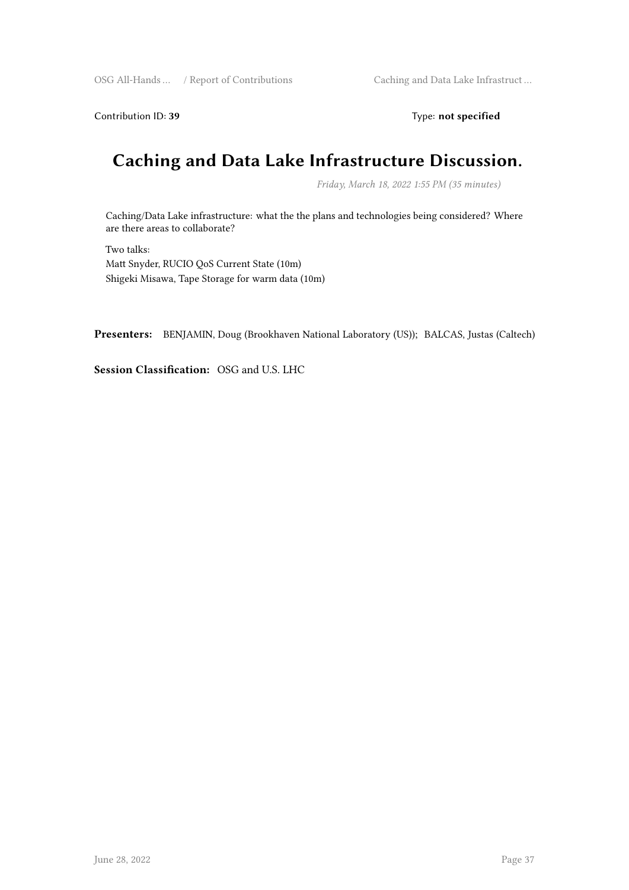Contribution ID: **39** Type: **not specified**

# Caching and Data Lake Infrastructure Discussion.

*Friday, March 18, 2022 1:55 PM (35 minutes)*

Caching/Data Lake infrastructure: what the the plans and technologies being considered? Where are there areas to collaborate?

Two talks:
Matt Snyder, RUCIO QoS Current State (10m)
Shigeki Misawa, Tape Storage for warm data (10m)

**Presenters:** BENJAMIN, Doug (Brookhaven National Laboratory (US)); BALCAS, Justas (Caltech)

**Session Classification:** OSG and U.S. LHC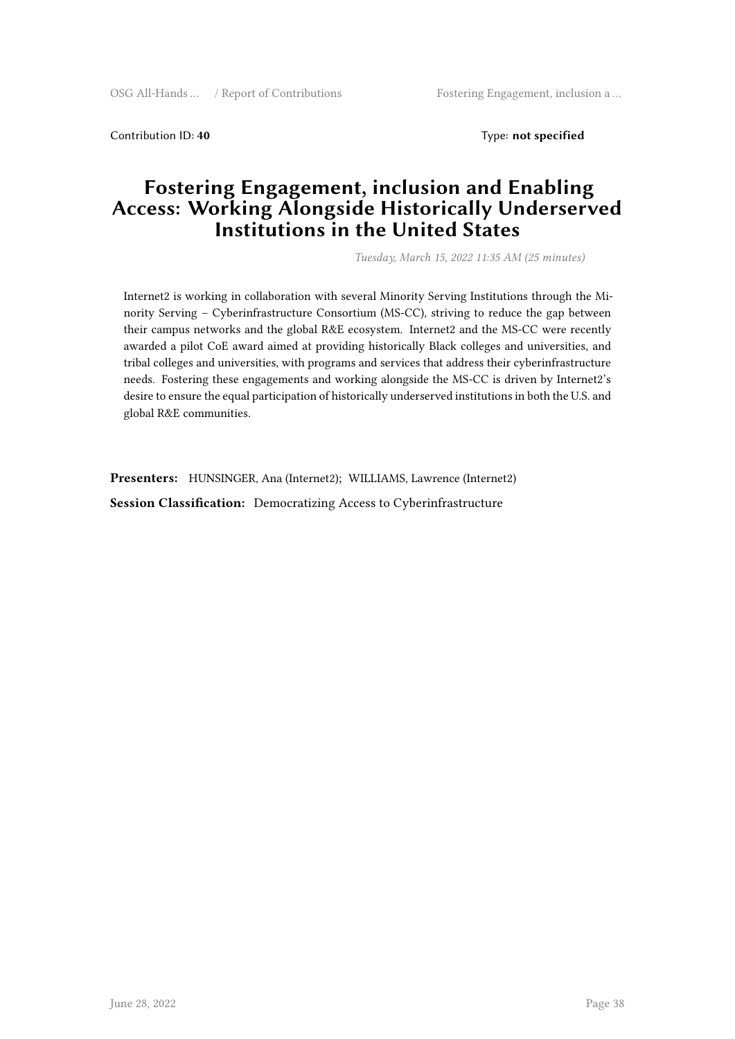Contribution ID: **40** Type: **not specified**

# Fostering Engagement, inclusion and Enabling Access: Working Alongside Historically Underserved Institutions in the United States

*Tuesday, March 15, 2022 11:35 AM (25 minutes)*

Internet2 is working in collaboration with several Minority Serving Institutions through the Minority Serving – Cyberinfrastructure Consortium (MS-CC), striving to reduce the gap between their campus networks and the global R&E ecosystem. Internet2 and the MS-CC were recently awarded a pilot CoE award aimed at providing historically Black colleges and universities, and tribal colleges and universities, with programs and services that address their cyberinfrastructure needs. Fostering these engagements and working alongside the MS-CC is driven by Internet2's desire to ensure the equal participation of historically underserved institutions in both the U.S. and global R&E communities.

**Presenters:** HUNSINGER, Ana (Internet2); WILLIAMS, Lawrence (Internet2)

**Session Classification:** Democratizing Access to Cyberinfrastructure